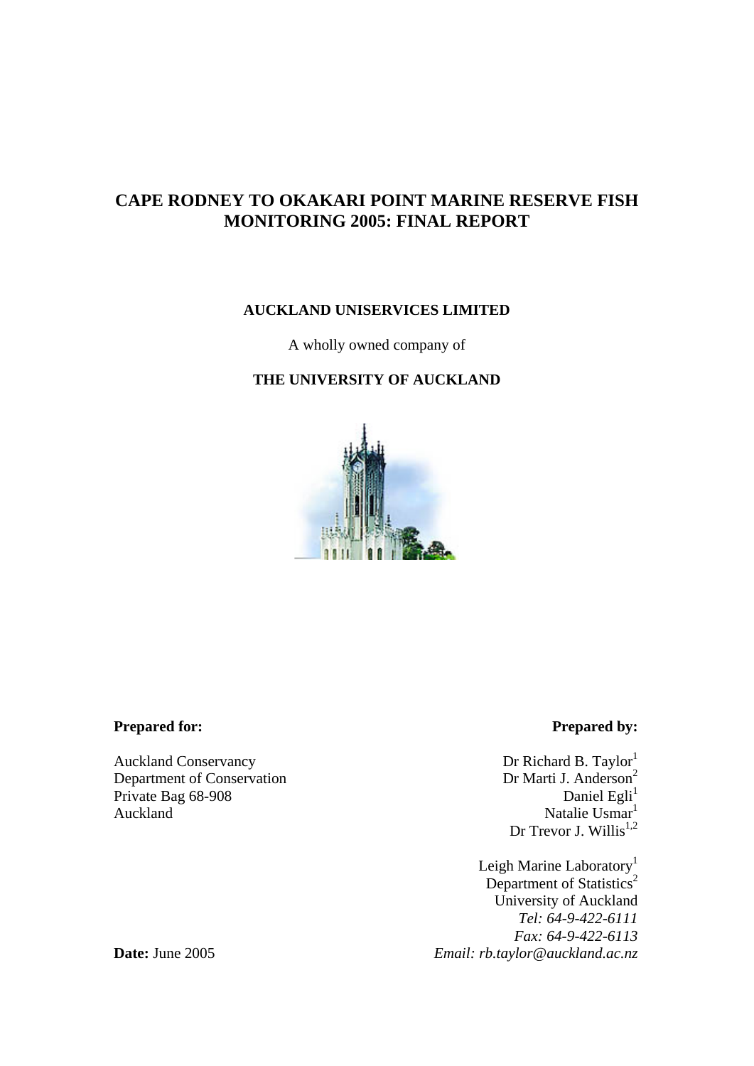# CAPE RODNEY TO OKAKARI POINT MARINE RESERVE FISH MONITORING 2005: FINAL REPORT

**AUCKLAND UNISERVICES LIMITED**

A wholly owned company of

**THE UNIVERSITY OF AUCKLAND**

**Prepared for:**

Auckland Conservancy
Department of Conservation
Private Bag 68-908
Auckland

**Prepared by:**

Dr Richard B. Taylor[1]
Dr Marti J. Anderson[2]
Daniel Egli[1]
Natalie Usmar[1]
Dr Trevor J. Willis[1,2]

Leigh Marine Laboratory[1]
Department of Statistics[2]
University of Auckland
*Tel: 64-9-422-6111*
*Fax: 64-9-422-6113*
*Email: rb.taylor@auckland.ac.nz*

**Date:** June 2005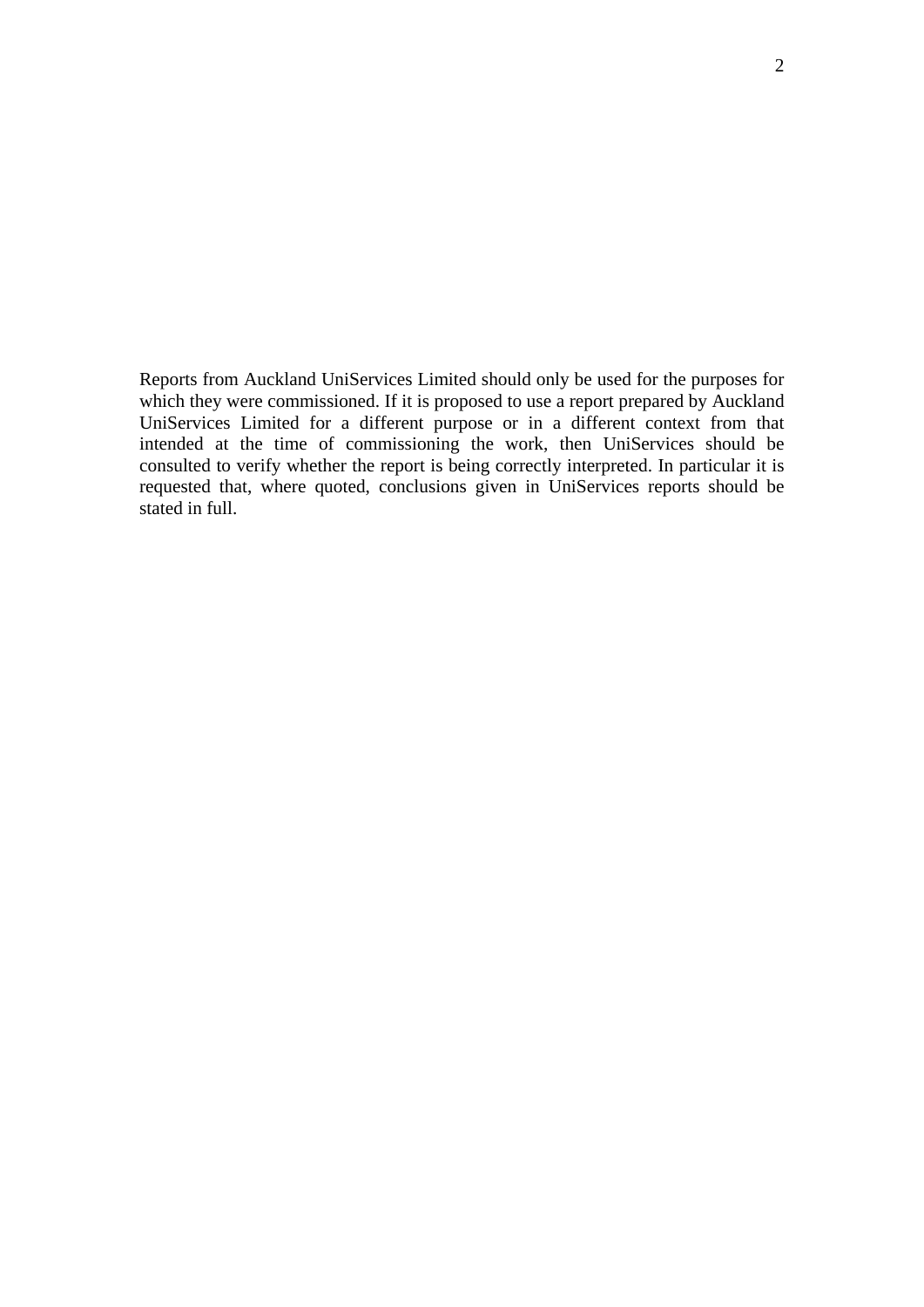Reports from Auckland UniServices Limited should only be used for the purposes for which they were commissioned. If it is proposed to use a report prepared by Auckland UniServices Limited for a different purpose or in a different context from that intended at the time of commissioning the work, then UniServices should be consulted to verify whether the report is being correctly interpreted. In particular it is requested that, where quoted, conclusions given in UniServices reports should be stated in full.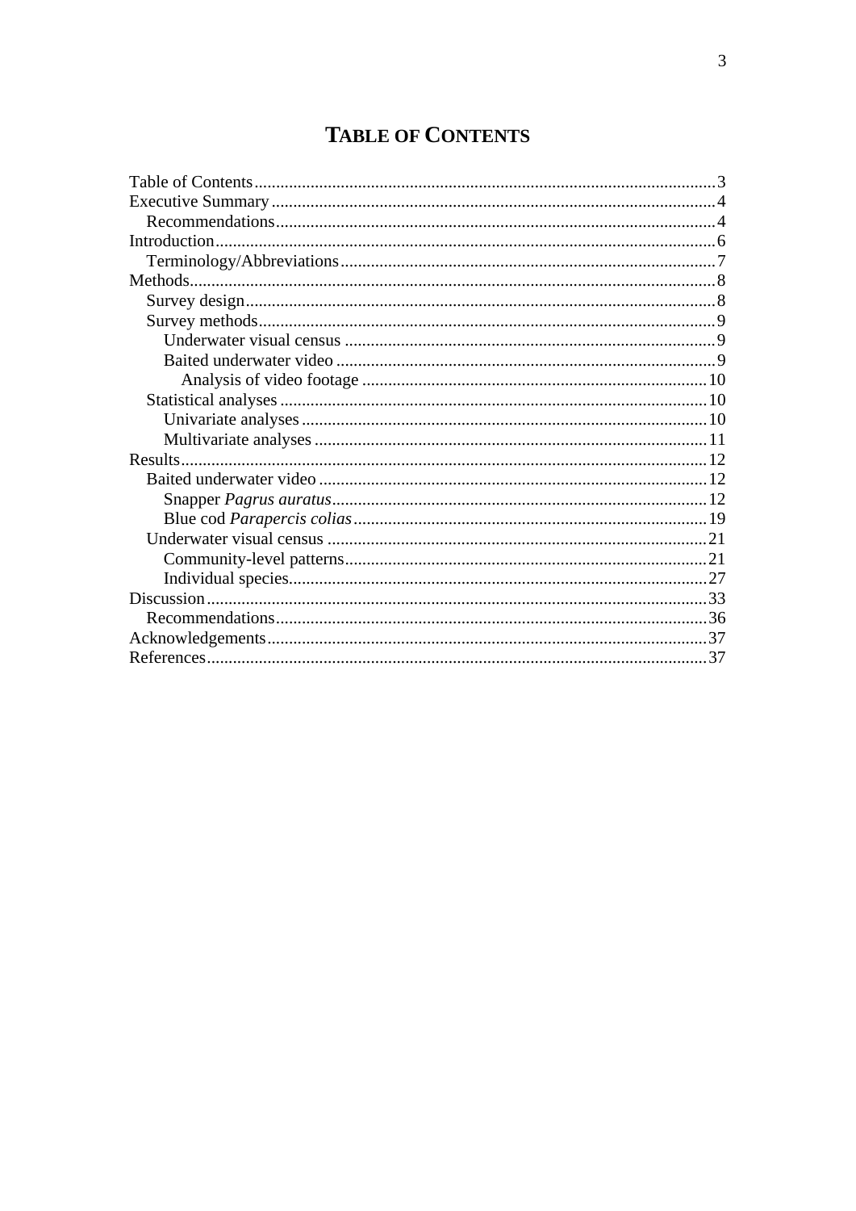# TABLE OF CONTENTS

- Table of Contents ... 3
- Executive Summary ... 4
  - Recommendations ... 4
- Introduction ... 6
  - Terminology/Abbreviations ... 7
- Methods ... 8
  - Survey design ... 8
  - Survey methods ... 9
    - Underwater visual census ... 9
    - Baited underwater video ... 9
      - Analysis of video footage ... 10
  - Statistical analyses ... 10
    - Univariate analyses ... 10
    - Multivariate analyses ... 11
- Results ... 12
  - Baited underwater video ... 12
    - Snapper *Pagrus auratus* ... 12
    - Blue cod *Parapercis colias* ... 19
  - Underwater visual census ... 21
    - Community-level patterns ... 21
    - Individual species ... 27
- Discussion ... 33
  - Recommendations ... 36
- Acknowledgements ... 37
- References ... 37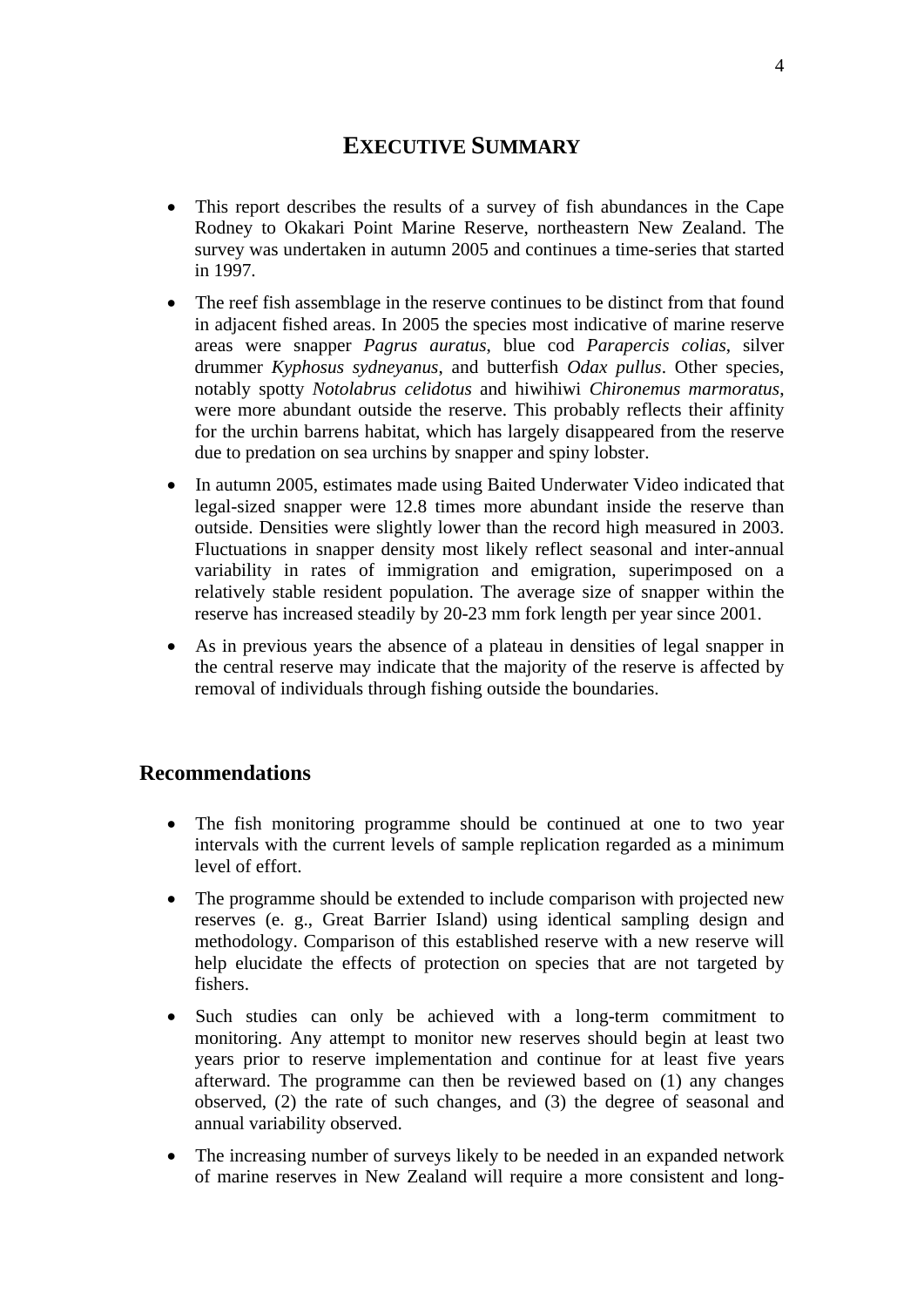# EXECUTIVE SUMMARY

- This report describes the results of a survey of fish abundances in the Cape Rodney to Okakari Point Marine Reserve, northeastern New Zealand. The survey was undertaken in autumn 2005 and continues a time-series that started in 1997.
- The reef fish assemblage in the reserve continues to be distinct from that found in adjacent fished areas. In 2005 the species most indicative of marine reserve areas were snapper *Pagrus auratus*, blue cod *Parapercis colias*, silver drummer *Kyphosus sydneyanus*, and butterfish *Odax pullus*. Other species, notably spotty *Notolabrus celidotus* and hiwihiwi *Chironemus marmoratus*, were more abundant outside the reserve. This probably reflects their affinity for the urchin barrens habitat, which has largely disappeared from the reserve due to predation on sea urchins by snapper and spiny lobster.
- In autumn 2005, estimates made using Baited Underwater Video indicated that legal-sized snapper were 12.8 times more abundant inside the reserve than outside. Densities were slightly lower than the record high measured in 2003. Fluctuations in snapper density most likely reflect seasonal and inter-annual variability in rates of immigration and emigration, superimposed on a relatively stable resident population. The average size of snapper within the reserve has increased steadily by 20-23 mm fork length per year since 2001.
- As in previous years the absence of a plateau in densities of legal snapper in the central reserve may indicate that the majority of the reserve is affected by removal of individuals through fishing outside the boundaries.

## Recommendations

- The fish monitoring programme should be continued at one to two year intervals with the current levels of sample replication regarded as a minimum level of effort.
- The programme should be extended to include comparison with projected new reserves (e. g., Great Barrier Island) using identical sampling design and methodology. Comparison of this established reserve with a new reserve will help elucidate the effects of protection on species that are not targeted by fishers.
- Such studies can only be achieved with a long-term commitment to monitoring. Any attempt to monitor new reserves should begin at least two years prior to reserve implementation and continue for at least five years afterward. The programme can then be reviewed based on (1) any changes observed, (2) the rate of such changes, and (3) the degree of seasonal and annual variability observed.
- The increasing number of surveys likely to be needed in an expanded network of marine reserves in New Zealand will require a more consistent and long-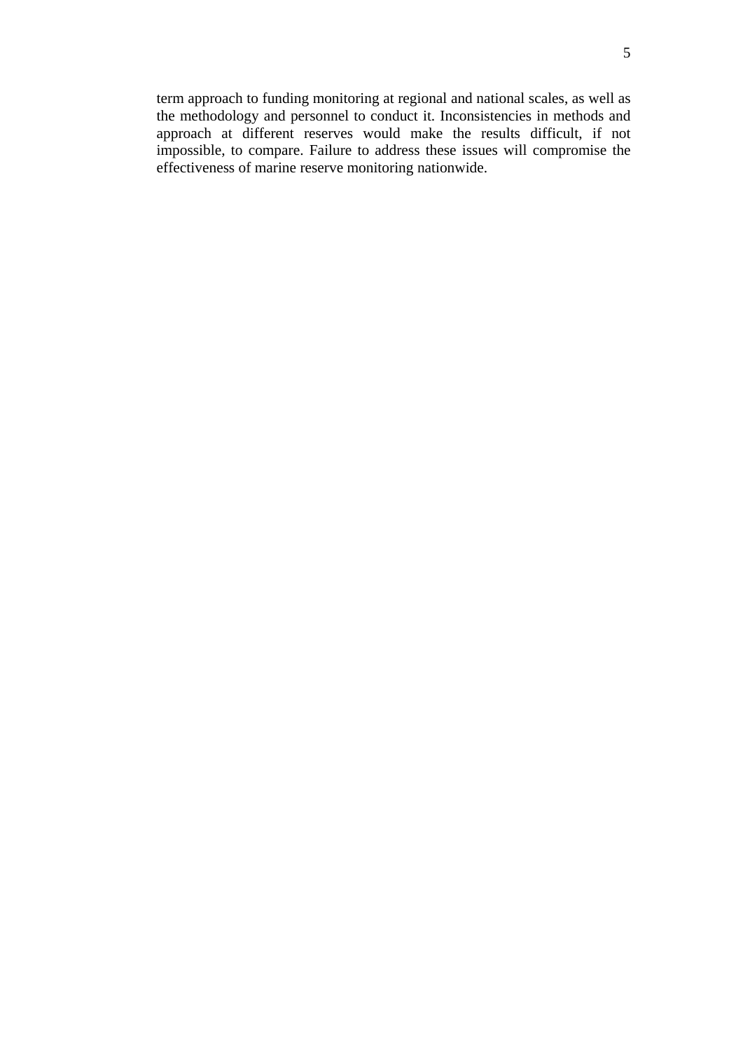term approach to funding monitoring at regional and national scales, as well as the methodology and personnel to conduct it. Inconsistencies in methods and approach at different reserves would make the results difficult, if not impossible, to compare. Failure to address these issues will compromise the effectiveness of marine reserve monitoring nationwide.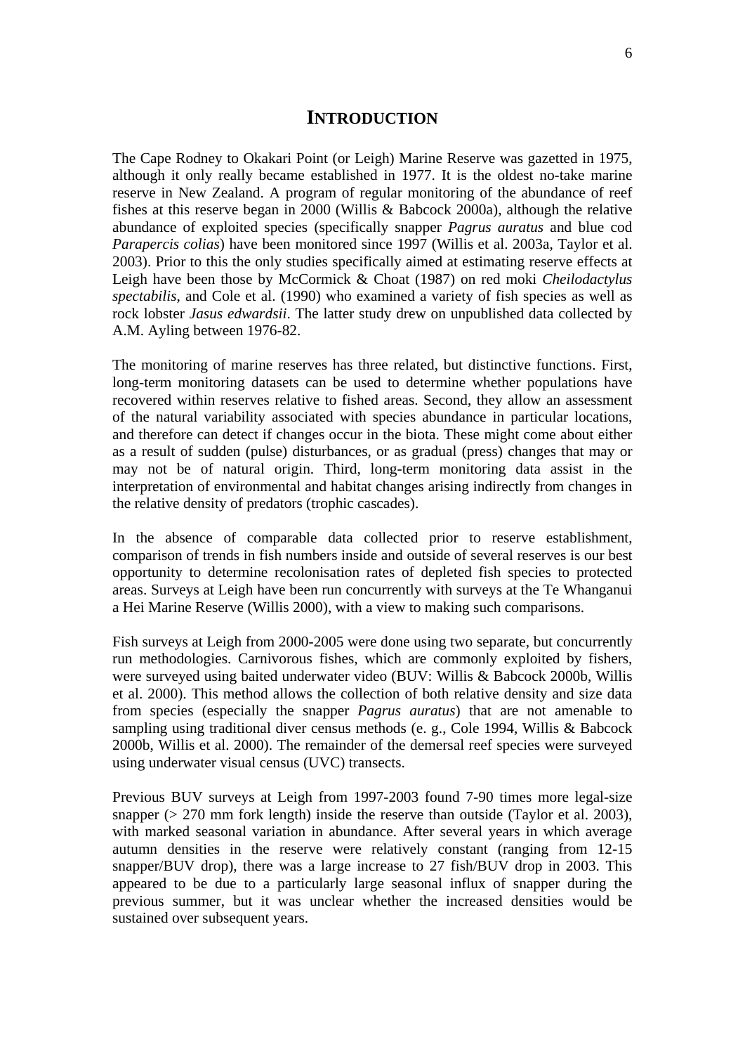# INTRODUCTION

The Cape Rodney to Okakari Point (or Leigh) Marine Reserve was gazetted in 1975, although it only really became established in 1977. It is the oldest no-take marine reserve in New Zealand. A program of regular monitoring of the abundance of reef fishes at this reserve began in 2000 (Willis & Babcock 2000a), although the relative abundance of exploited species (specifically snapper *Pagrus auratus* and blue cod *Parapercis colias*) have been monitored since 1997 (Willis et al. 2003a, Taylor et al. 2003). Prior to this the only studies specifically aimed at estimating reserve effects at Leigh have been those by McCormick & Choat (1987) on red moki *Cheilodactylus spectabilis*, and Cole et al. (1990) who examined a variety of fish species as well as rock lobster *Jasus edwardsii*. The latter study drew on unpublished data collected by A.M. Ayling between 1976-82.

The monitoring of marine reserves has three related, but distinctive functions. First, long-term monitoring datasets can be used to determine whether populations have recovered within reserves relative to fished areas. Second, they allow an assessment of the natural variability associated with species abundance in particular locations, and therefore can detect if changes occur in the biota. These might come about either as a result of sudden (pulse) disturbances, or as gradual (press) changes that may or may not be of natural origin. Third, long-term monitoring data assist in the interpretation of environmental and habitat changes arising indirectly from changes in the relative density of predators (trophic cascades).

In the absence of comparable data collected prior to reserve establishment, comparison of trends in fish numbers inside and outside of several reserves is our best opportunity to determine recolonisation rates of depleted fish species to protected areas. Surveys at Leigh have been run concurrently with surveys at the Te Whanganui a Hei Marine Reserve (Willis 2000), with a view to making such comparisons.

Fish surveys at Leigh from 2000-2005 were done using two separate, but concurrently run methodologies. Carnivorous fishes, which are commonly exploited by fishers, were surveyed using baited underwater video (BUV: Willis & Babcock 2000b, Willis et al. 2000). This method allows the collection of both relative density and size data from species (especially the snapper *Pagrus auratus*) that are not amenable to sampling using traditional diver census methods (e. g., Cole 1994, Willis & Babcock 2000b, Willis et al. 2000). The remainder of the demersal reef species were surveyed using underwater visual census (UVC) transects.

Previous BUV surveys at Leigh from 1997-2003 found 7-90 times more legal-size snapper (> 270 mm fork length) inside the reserve than outside (Taylor et al. 2003), with marked seasonal variation in abundance. After several years in which average autumn densities in the reserve were relatively constant (ranging from 12-15 snapper/BUV drop), there was a large increase to 27 fish/BUV drop in 2003. This appeared to be due to a particularly large seasonal influx of snapper during the previous summer, but it was unclear whether the increased densities would be sustained over subsequent years.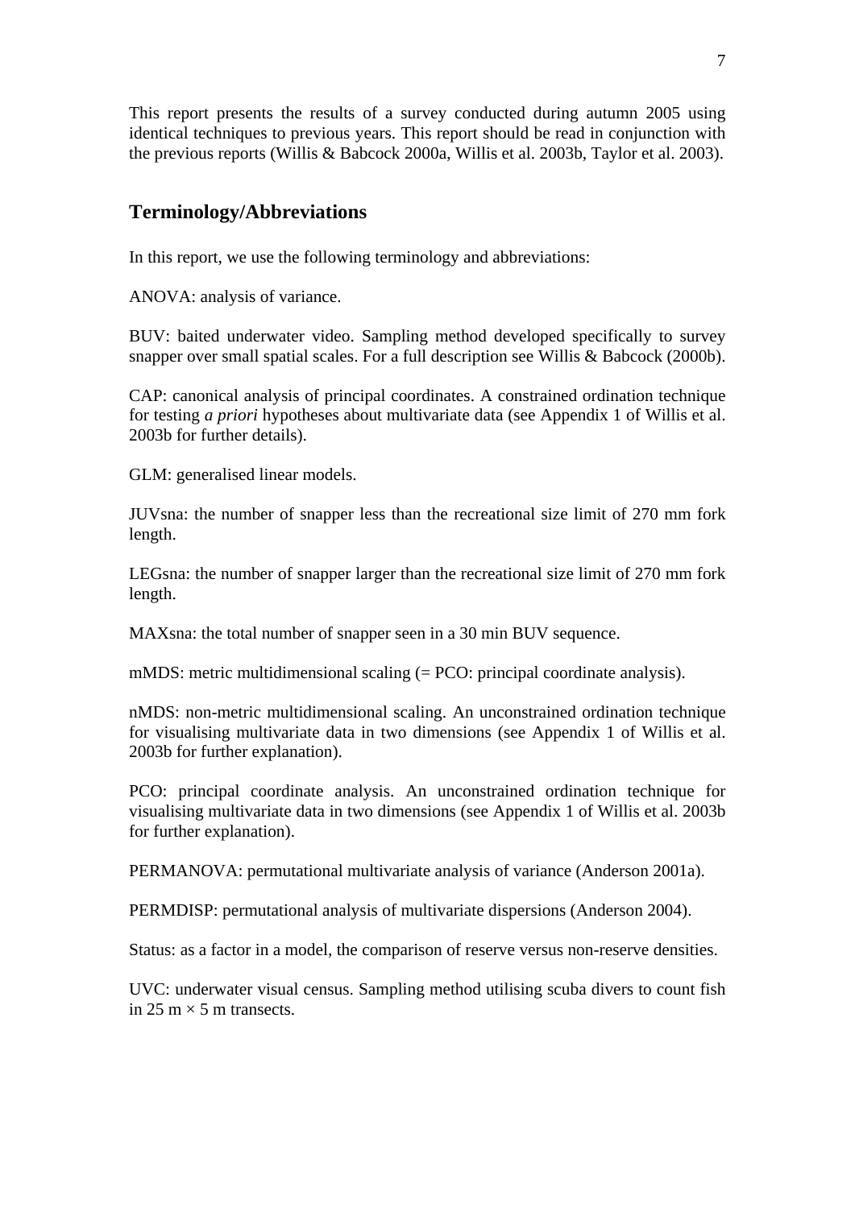This report presents the results of a survey conducted during autumn 2005 using identical techniques to previous years. This report should be read in conjunction with the previous reports (Willis & Babcock 2000a, Willis et al. 2003b, Taylor et al. 2003).

## Terminology/Abbreviations

In this report, we use the following terminology and abbreviations:

ANOVA: analysis of variance.

BUV: baited underwater video. Sampling method developed specifically to survey snapper over small spatial scales. For a full description see Willis & Babcock (2000b).

CAP: canonical analysis of principal coordinates. A constrained ordination technique for testing *a priori* hypotheses about multivariate data (see Appendix 1 of Willis et al. 2003b for further details).

GLM: generalised linear models.

JUVsna: the number of snapper less than the recreational size limit of 270 mm fork length.

LEGsna: the number of snapper larger than the recreational size limit of 270 mm fork length.

MAXsna: the total number of snapper seen in a 30 min BUV sequence.

mMDS: metric multidimensional scaling (= PCO: principal coordinate analysis).

nMDS: non-metric multidimensional scaling. An unconstrained ordination technique for visualising multivariate data in two dimensions (see Appendix 1 of Willis et al. 2003b for further explanation).

PCO: principal coordinate analysis. An unconstrained ordination technique for visualising multivariate data in two dimensions (see Appendix 1 of Willis et al. 2003b for further explanation).

PERMANOVA: permutational multivariate analysis of variance (Anderson 2001a).

PERMDISP: permutational analysis of multivariate dispersions (Anderson 2004).

Status: as a factor in a model, the comparison of reserve versus non-reserve densities.

UVC: underwater visual census. Sampling method utilising scuba divers to count fish in 25 m × 5 m transects.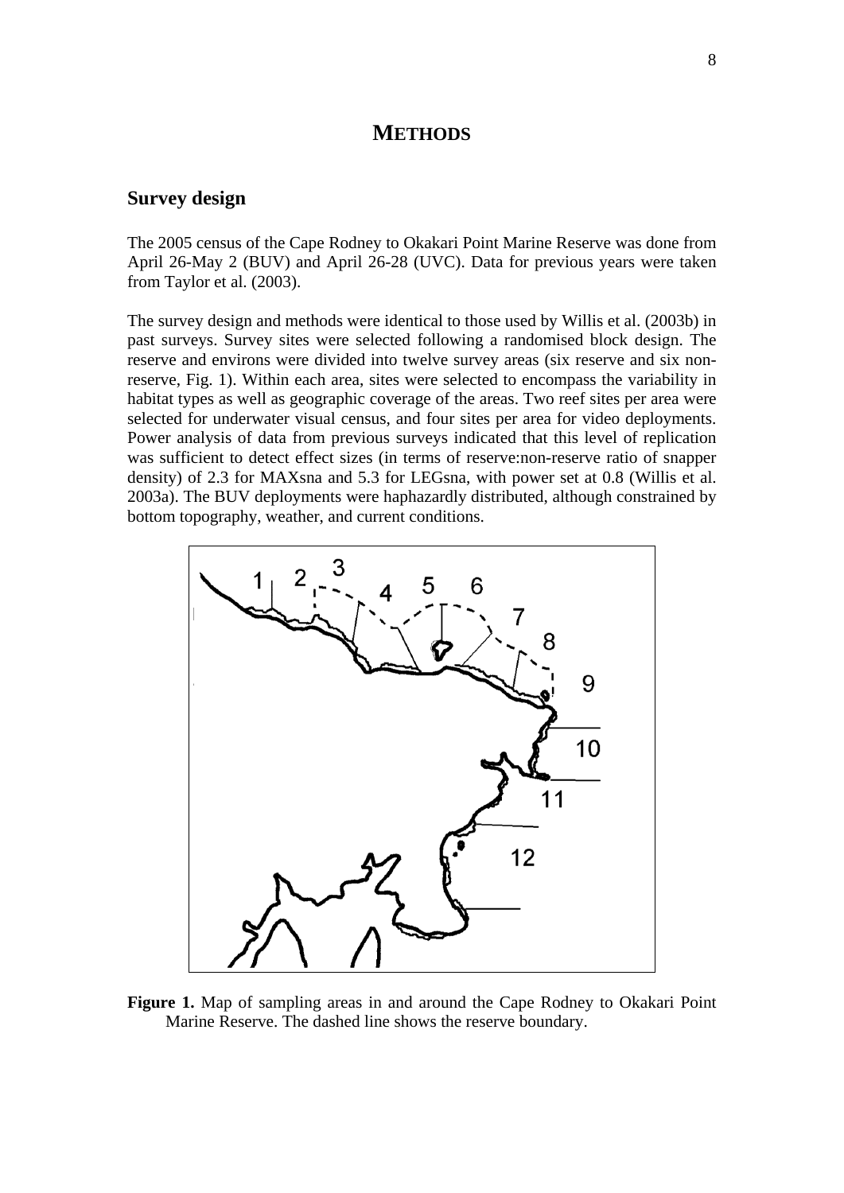# METHODS

## Survey design

The 2005 census of the Cape Rodney to Okakari Point Marine Reserve was done from April 26-May 2 (BUV) and April 26-28 (UVC). Data for previous years were taken from Taylor et al. (2003).

The survey design and methods were identical to those used by Willis et al. (2003b) in past surveys. Survey sites were selected following a randomised block design. The reserve and environs were divided into twelve survey areas (six reserve and six non-reserve, Fig. 1). Within each area, sites were selected to encompass the variability in habitat types as well as geographic coverage of the areas. Two reef sites per area were selected for underwater visual census, and four sites per area for video deployments. Power analysis of data from previous surveys indicated that this level of replication was sufficient to detect effect sizes (in terms of reserve:non-reserve ratio of snapper density) of 2.3 for MAXsna and 5.3 for LEGsna, with power set at 0.8 (Willis et al. 2003a). The BUV deployments were haphazardly distributed, although constrained by bottom topography, weather, and current conditions.

**Figure 1.** Map of sampling areas in and around the Cape Rodney to Okakari Point Marine Reserve. The dashed line shows the reserve boundary.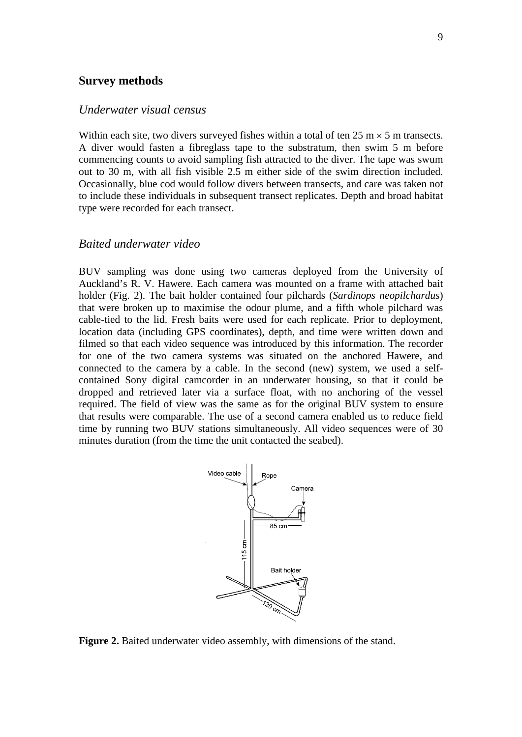## Survey methods

### *Underwater visual census*

Within each site, two divers surveyed fishes within a total of ten 25 m $\times$ 5 m transects. A diver would fasten a fibreglass tape to the substratum, then swim 5 m before commencing counts to avoid sampling fish attracted to the diver. The tape was swum out to 30 m, with all fish visible 2.5 m either side of the swim direction included. Occasionally, blue cod would follow divers between transects, and care was taken not to include these individuals in subsequent transect replicates. Depth and broad habitat type were recorded for each transect.

### *Baited underwater video*

BUV sampling was done using two cameras deployed from the University of Auckland's R. V. Hawere. Each camera was mounted on a frame with attached bait holder (Fig. 2). The bait holder contained four pilchards (*Sardinops neopilchardus*) that were broken up to maximise the odour plume, and a fifth whole pilchard was cable-tied to the lid. Fresh baits were used for each replicate. Prior to deployment, location data (including GPS coordinates), depth, and time were written down and filmed so that each video sequence was introduced by this information. The recorder for one of the two camera systems was situated on the anchored Hawere, and connected to the camera by a cable. In the second (new) system, we used a self-contained Sony digital camcorder in an underwater housing, so that it could be dropped and retrieved later via a surface float, with no anchoring of the vessel required. The field of view was the same as for the original BUV system to ensure that results were comparable. The use of a second camera enabled us to reduce field time by running two BUV stations simultaneously. All video sequences were of 30 minutes duration (from the time the unit contacted the seabed).

**Figure 2.** Baited underwater video assembly, with dimensions of the stand.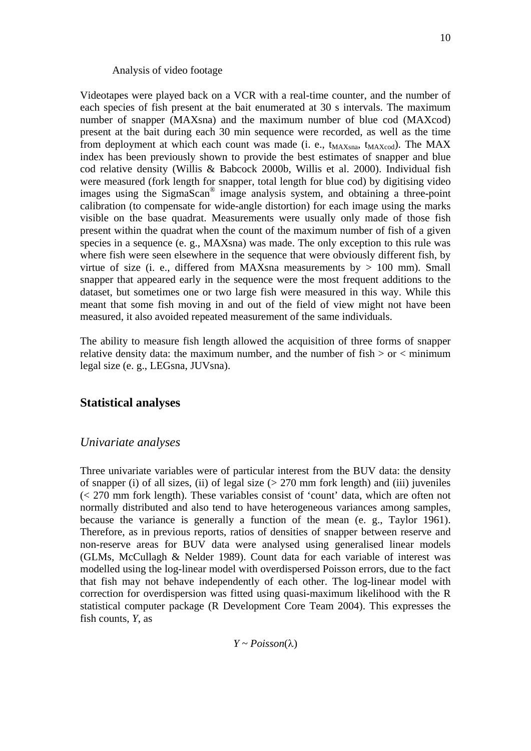Analysis of video footage

Videotapes were played back on a VCR with a real-time counter, and the number of each species of fish present at the bait enumerated at 30 s intervals. The maximum number of snapper (MAXsna) and the maximum number of blue cod (MAXcod) present at the bait during each 30 min sequence were recorded, as well as the time from deployment at which each count was made (i. e., $t_{MAXsna}$, $t_{MAXcod}$). The MAX index has been previously shown to provide the best estimates of snapper and blue cod relative density (Willis & Babcock 2000b, Willis et al. 2000). Individual fish were measured (fork length for snapper, total length for blue cod) by digitising video images using the SigmaScan® image analysis system, and obtaining a three-point calibration (to compensate for wide-angle distortion) for each image using the marks visible on the base quadrat. Measurements were usually only made of those fish present within the quadrat when the count of the maximum number of fish of a given species in a sequence (e. g., MAXsna) was made. The only exception to this rule was where fish were seen elsewhere in the sequence that were obviously different fish, by virtue of size (i. e., differed from MAXsna measurements by > 100 mm). Small snapper that appeared early in the sequence were the most frequent additions to the dataset, but sometimes one or two large fish were measured in this way. While this meant that some fish moving in and out of the field of view might not have been measured, it also avoided repeated measurement of the same individuals.

The ability to measure fish length allowed the acquisition of three forms of snapper relative density data: the maximum number, and the number of fish > or < minimum legal size (e. g., LEGsna, JUVsna).

## Statistical analyses

### *Univariate analyses*

Three univariate variables were of particular interest from the BUV data: the density of snapper (i) of all sizes, (ii) of legal size (> 270 mm fork length) and (iii) juveniles (< 270 mm fork length). These variables consist of 'count' data, which are often not normally distributed and also tend to have heterogeneous variances among samples, because the variance is generally a function of the mean (e. g., Taylor 1961). Therefore, as in previous reports, ratios of densities of snapper between reserve and non-reserve areas for BUV data were analysed using generalised linear models (GLMs, McCullagh & Nelder 1989). Count data for each variable of interest was modelled using the log-linear model with overdispersed Poisson errors, due to the fact that fish may not behave independently of each other. The log-linear model with correction for overdispersion was fitted using quasi-maximum likelihood with the R statistical computer package (R Development Core Team 2004). This expresses the fish counts, $Y$, as

$$Y \sim Poisson(\lambda)$$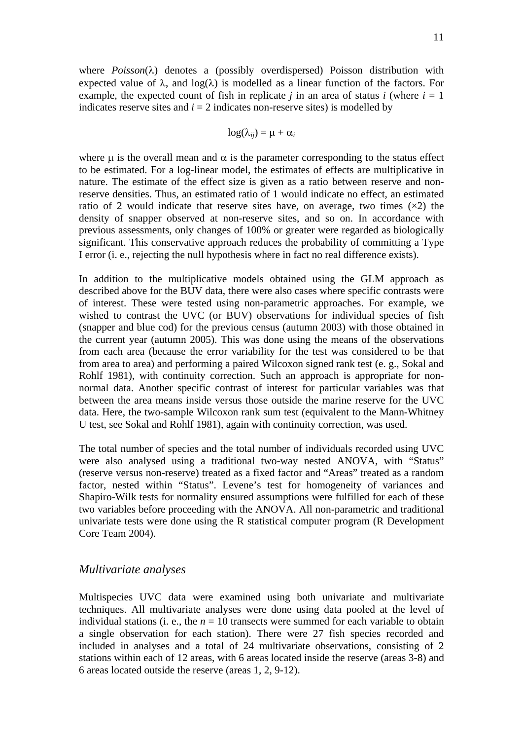where *Poisson*($\lambda$) denotes a (possibly overdispersed) Poisson distribution with expected value of $\lambda$, and $\log(\lambda)$ is modelled as a linear function of the factors. For example, the expected count of fish in replicate $j$ in an area of status $i$ (where $i$ = 1 indicates reserve sites and $i$ = 2 indicates non-reserve sites) is modelled by

$$\log(\lambda_{ij}) = \mu + \alpha_i$$

where $\mu$ is the overall mean and $\alpha$ is the parameter corresponding to the status effect to be estimated. For a log-linear model, the estimates of effects are multiplicative in nature. The estimate of the effect size is given as a ratio between reserve and non-reserve densities. Thus, an estimated ratio of 1 would indicate no effect, an estimated ratio of 2 would indicate that reserve sites have, on average, two times (×2) the density of snapper observed at non-reserve sites, and so on. In accordance with previous assessments, only changes of 100% or greater were regarded as biologically significant. This conservative approach reduces the probability of committing a Type I error (i. e., rejecting the null hypothesis where in fact no real difference exists).

In addition to the multiplicative models obtained using the GLM approach as described above for the BUV data, there were also cases where specific contrasts were of interest. These were tested using non-parametric approaches. For example, we wished to contrast the UVC (or BUV) observations for individual species of fish (snapper and blue cod) for the previous census (autumn 2003) with those obtained in the current year (autumn 2005). This was done using the means of the observations from each area (because the error variability for the test was considered to be that from area to area) and performing a paired Wilcoxon signed rank test (e. g., Sokal and Rohlf 1981), with continuity correction. Such an approach is appropriate for non-normal data. Another specific contrast of interest for particular variables was that between the area means inside versus those outside the marine reserve for the UVC data. Here, the two-sample Wilcoxon rank sum test (equivalent to the Mann-Whitney U test, see Sokal and Rohlf 1981), again with continuity correction, was used.

The total number of species and the total number of individuals recorded using UVC were also analysed using a traditional two-way nested ANOVA, with "Status" (reserve versus non-reserve) treated as a fixed factor and "Areas" treated as a random factor, nested within "Status". Levene's test for homogeneity of variances and Shapiro-Wilk tests for normality ensured assumptions were fulfilled for each of these two variables before proceeding with the ANOVA. All non-parametric and traditional univariate tests were done using the R statistical computer program (R Development Core Team 2004).

## *Multivariate analyses*

Multispecies UVC data were examined using both univariate and multivariate techniques. All multivariate analyses were done using data pooled at the level of individual stations (i. e., the $n$ = 10 transects were summed for each variable to obtain a single observation for each station). There were 27 fish species recorded and included in analyses and a total of 24 multivariate observations, consisting of 2 stations within each of 12 areas, with 6 areas located inside the reserve (areas 3-8) and 6 areas located outside the reserve (areas 1, 2, 9-12).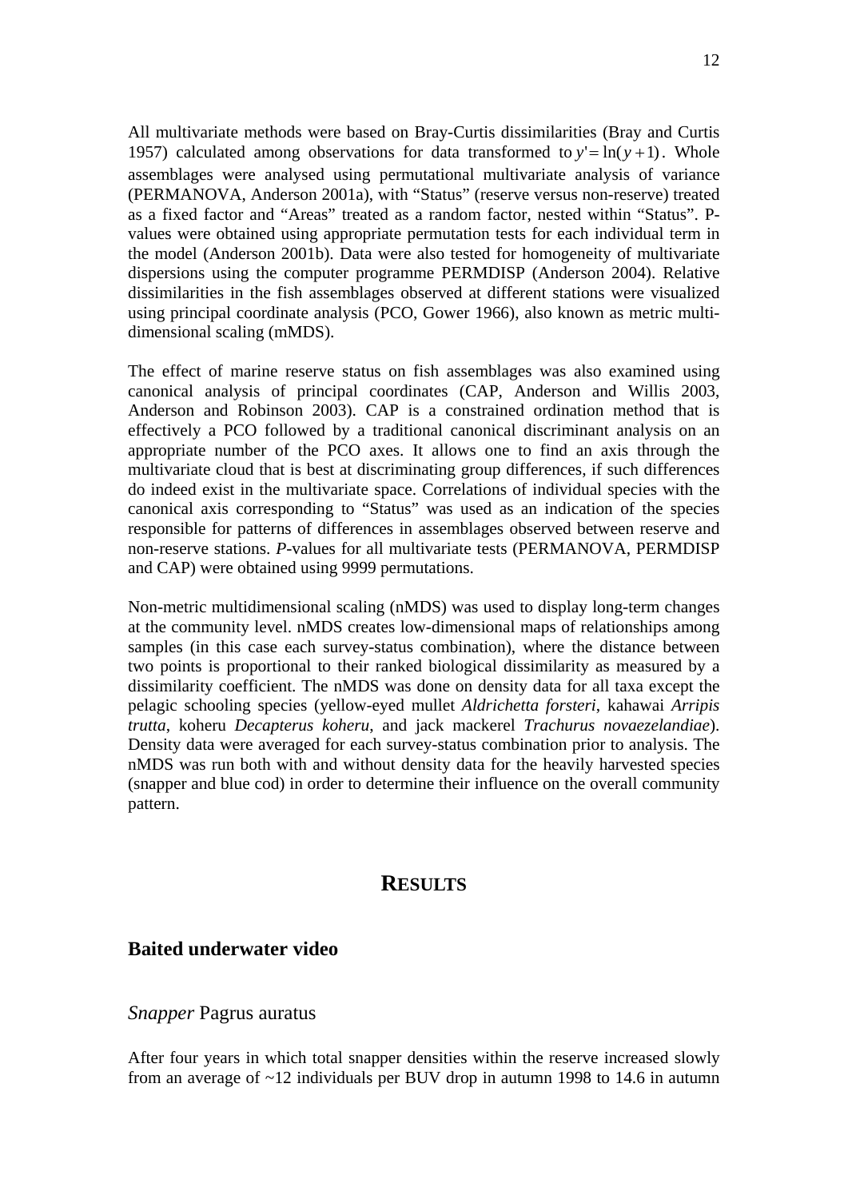All multivariate methods were based on Bray-Curtis dissimilarities (Bray and Curtis 1957) calculated among observations for data transformed to $y' = \ln(y+1)$. Whole assemblages were analysed using permutational multivariate analysis of variance (PERMANOVA, Anderson 2001a), with "Status" (reserve versus non-reserve) treated as a fixed factor and "Areas" treated as a random factor, nested within "Status". P-values were obtained using appropriate permutation tests for each individual term in the model (Anderson 2001b). Data were also tested for homogeneity of multivariate dispersions using the computer programme PERMDISP (Anderson 2004). Relative dissimilarities in the fish assemblages observed at different stations were visualized using principal coordinate analysis (PCO, Gower 1966), also known as metric multi-dimensional scaling (mMDS).

The effect of marine reserve status on fish assemblages was also examined using canonical analysis of principal coordinates (CAP, Anderson and Willis 2003, Anderson and Robinson 2003). CAP is a constrained ordination method that is effectively a PCO followed by a traditional canonical discriminant analysis on an appropriate number of the PCO axes. It allows one to find an axis through the multivariate cloud that is best at discriminating group differences, if such differences do indeed exist in the multivariate space. Correlations of individual species with the canonical axis corresponding to "Status" was used as an indication of the species responsible for patterns of differences in assemblages observed between reserve and non-reserve stations. *P*-values for all multivariate tests (PERMANOVA, PERMDISP and CAP) were obtained using 9999 permutations.

Non-metric multidimensional scaling (nMDS) was used to display long-term changes at the community level. nMDS creates low-dimensional maps of relationships among samples (in this case each survey-status combination), where the distance between two points is proportional to their ranked biological dissimilarity as measured by a dissimilarity coefficient. The nMDS was done on density data for all taxa except the pelagic schooling species (yellow-eyed mullet *Aldrichetta forsteri*, kahawai *Arripis trutta*, koheru *Decapterus koheru*, and jack mackerel *Trachurus novaezelandiae*). Density data were averaged for each survey-status combination prior to analysis. The nMDS was run both with and without density data for the heavily harvested species (snapper and blue cod) in order to determine their influence on the overall community pattern.

# RESULTS

## Baited underwater video

### *Snapper* Pagrus auratus

After four years in which total snapper densities within the reserve increased slowly from an average of ~12 individuals per BUV drop in autumn 1998 to 14.6 in autumn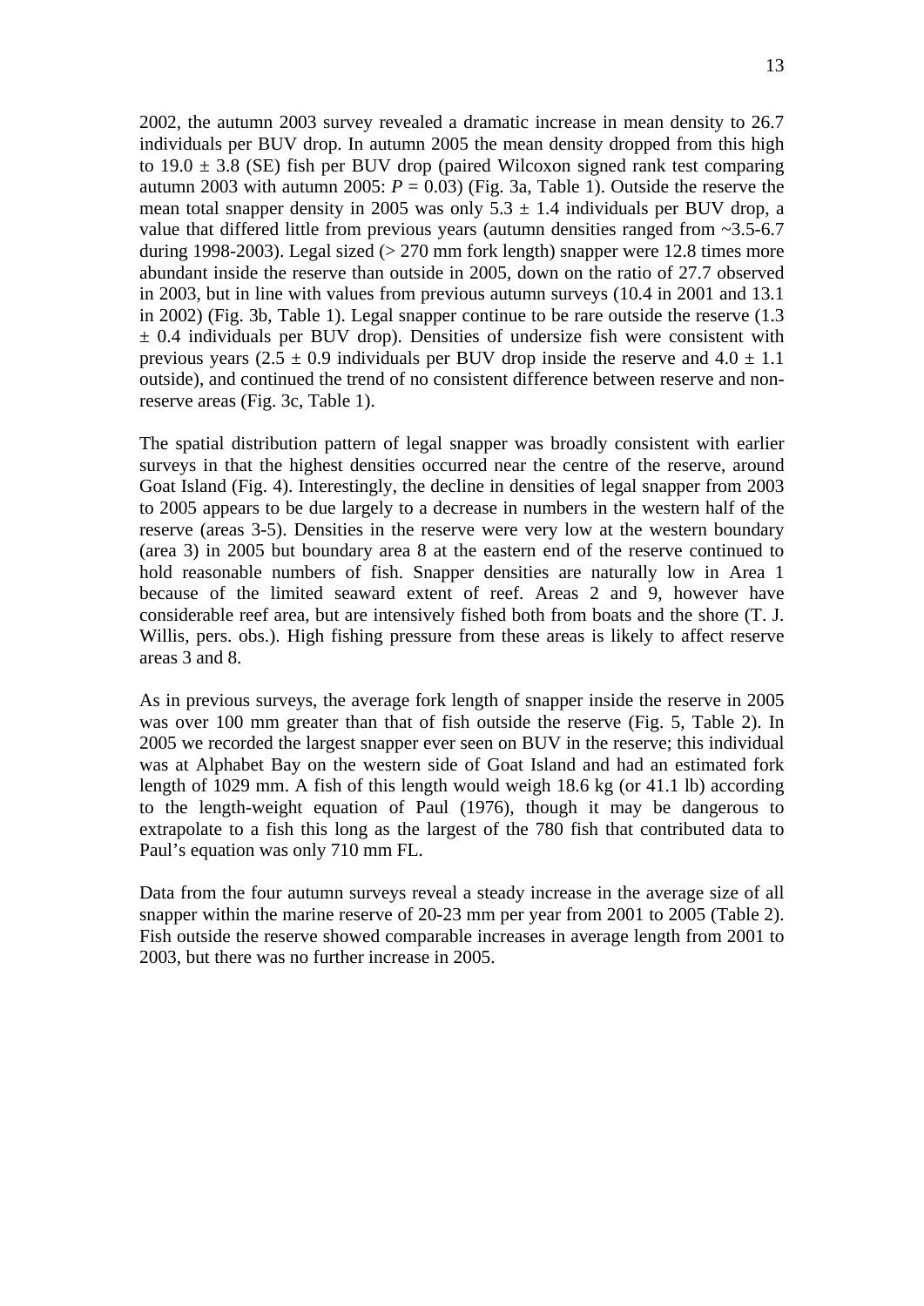2002, the autumn 2003 survey revealed a dramatic increase in mean density to 26.7 individuals per BUV drop. In autumn 2005 the mean density dropped from this high to 19.0 ± 3.8 (SE) fish per BUV drop (paired Wilcoxon signed rank test comparing autumn 2003 with autumn 2005: $P = 0.03$) (Fig. 3a, Table 1). Outside the reserve the mean total snapper density in 2005 was only 5.3 ± 1.4 individuals per BUV drop, a value that differed little from previous years (autumn densities ranged from ~3.5-6.7 during 1998-2003). Legal sized (> 270 mm fork length) snapper were 12.8 times more abundant inside the reserve than outside in 2005, down on the ratio of 27.7 observed in 2003, but in line with values from previous autumn surveys (10.4 in 2001 and 13.1 in 2002) (Fig. 3b, Table 1). Legal snapper continue to be rare outside the reserve (1.3 ± 0.4 individuals per BUV drop). Densities of undersize fish were consistent with previous years (2.5 ± 0.9 individuals per BUV drop inside the reserve and 4.0 ± 1.1 outside), and continued the trend of no consistent difference between reserve and non-reserve areas (Fig. 3c, Table 1).

The spatial distribution pattern of legal snapper was broadly consistent with earlier surveys in that the highest densities occurred near the centre of the reserve, around Goat Island (Fig. 4). Interestingly, the decline in densities of legal snapper from 2003 to 2005 appears to be due largely to a decrease in numbers in the western half of the reserve (areas 3-5). Densities in the reserve were very low at the western boundary (area 3) in 2005 but boundary area 8 at the eastern end of the reserve continued to hold reasonable numbers of fish. Snapper densities are naturally low in Area 1 because of the limited seaward extent of reef. Areas 2 and 9, however have considerable reef area, but are intensively fished both from boats and the shore (T. J. Willis, pers. obs.). High fishing pressure from these areas is likely to affect reserve areas 3 and 8.

As in previous surveys, the average fork length of snapper inside the reserve in 2005 was over 100 mm greater than that of fish outside the reserve (Fig. 5, Table 2). In 2005 we recorded the largest snapper ever seen on BUV in the reserve; this individual was at Alphabet Bay on the western side of Goat Island and had an estimated fork length of 1029 mm. A fish of this length would weigh 18.6 kg (or 41.1 lb) according to the length-weight equation of Paul (1976), though it may be dangerous to extrapolate to a fish this long as the largest of the 780 fish that contributed data to Paul's equation was only 710 mm FL.

Data from the four autumn surveys reveal a steady increase in the average size of all snapper within the marine reserve of 20-23 mm per year from 2001 to 2005 (Table 2). Fish outside the reserve showed comparable increases in average length from 2001 to 2003, but there was no further increase in 2005.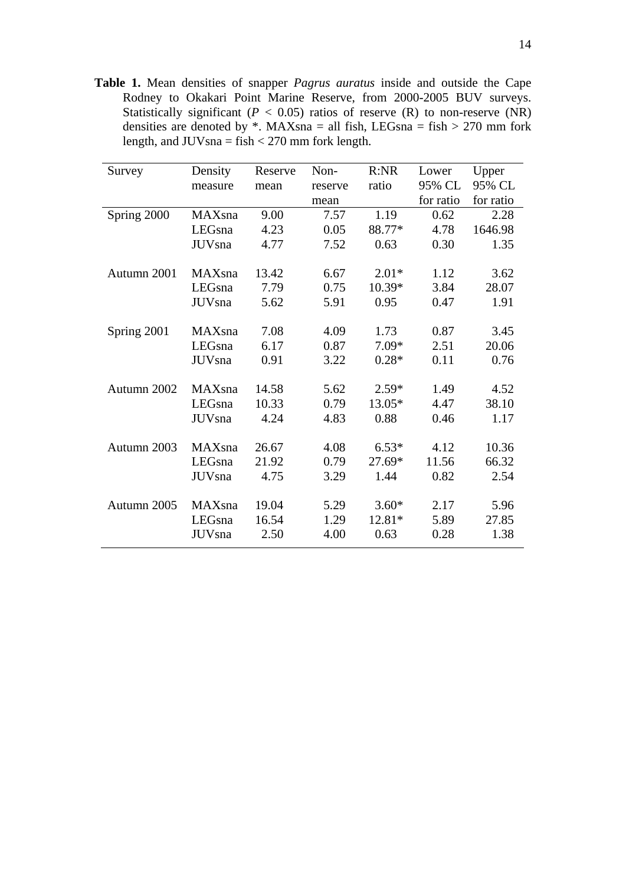**Table 1.** Mean densities of snapper *Pagrus auratus* inside and outside the Cape Rodney to Okakari Point Marine Reserve, from 2000-2005 BUV surveys. Statistically significant ($P < 0.05$) ratios of reserve (R) to non-reserve (NR) densities are denoted by *. MAXsna = all fish, LEGsna = fish > 270 mm fork length, and JUVsna = fish < 270 mm fork length.

| Survey | Density measure | Reserve mean | Non-reserve mean | R:NR ratio | Lower 95% CL for ratio | Upper 95% CL for ratio |
|---|---|---|---|---|---|---|
| Spring 2000 | MAXsna | 9.00 | 7.57 | 1.19 | 0.62 | 2.28 |
| | LEGsna | 4.23 | 0.05 | 88.77* | 4.78 | 1646.98 |
| | JUVsna | 4.77 | 7.52 | 0.63 | 0.30 | 1.35 |
| Autumn 2001 | MAXsna | 13.42 | 6.67 | 2.01* | 1.12 | 3.62 |
| | LEGsna | 7.79 | 0.75 | 10.39* | 3.84 | 28.07 |
| | JUVsna | 5.62 | 5.91 | 0.95 | 0.47 | 1.91 |
| Spring 2001 | MAXsna | 7.08 | 4.09 | 1.73 | 0.87 | 3.45 |
| | LEGsna | 6.17 | 0.87 | 7.09* | 2.51 | 20.06 |
| | JUVsna | 0.91 | 3.22 | 0.28* | 0.11 | 0.76 |
| Autumn 2002 | MAXsna | 14.58 | 5.62 | 2.59* | 1.49 | 4.52 |
| | LEGsna | 10.33 | 0.79 | 13.05* | 4.47 | 38.10 |
| | JUVsna | 4.24 | 4.83 | 0.88 | 0.46 | 1.17 |
| Autumn 2003 | MAXsna | 26.67 | 4.08 | 6.53* | 4.12 | 10.36 |
| | LEGsna | 21.92 | 0.79 | 27.69* | 11.56 | 66.32 |
| | JUVsna | 4.75 | 3.29 | 1.44 | 0.82 | 2.54 |
| Autumn 2005 | MAXsna | 19.04 | 5.29 | 3.60* | 2.17 | 5.96 |
| | LEGsna | 16.54 | 1.29 | 12.81* | 5.89 | 27.85 |
| | JUVsna | 2.50 | 4.00 | 0.63 | 0.28 | 1.38 |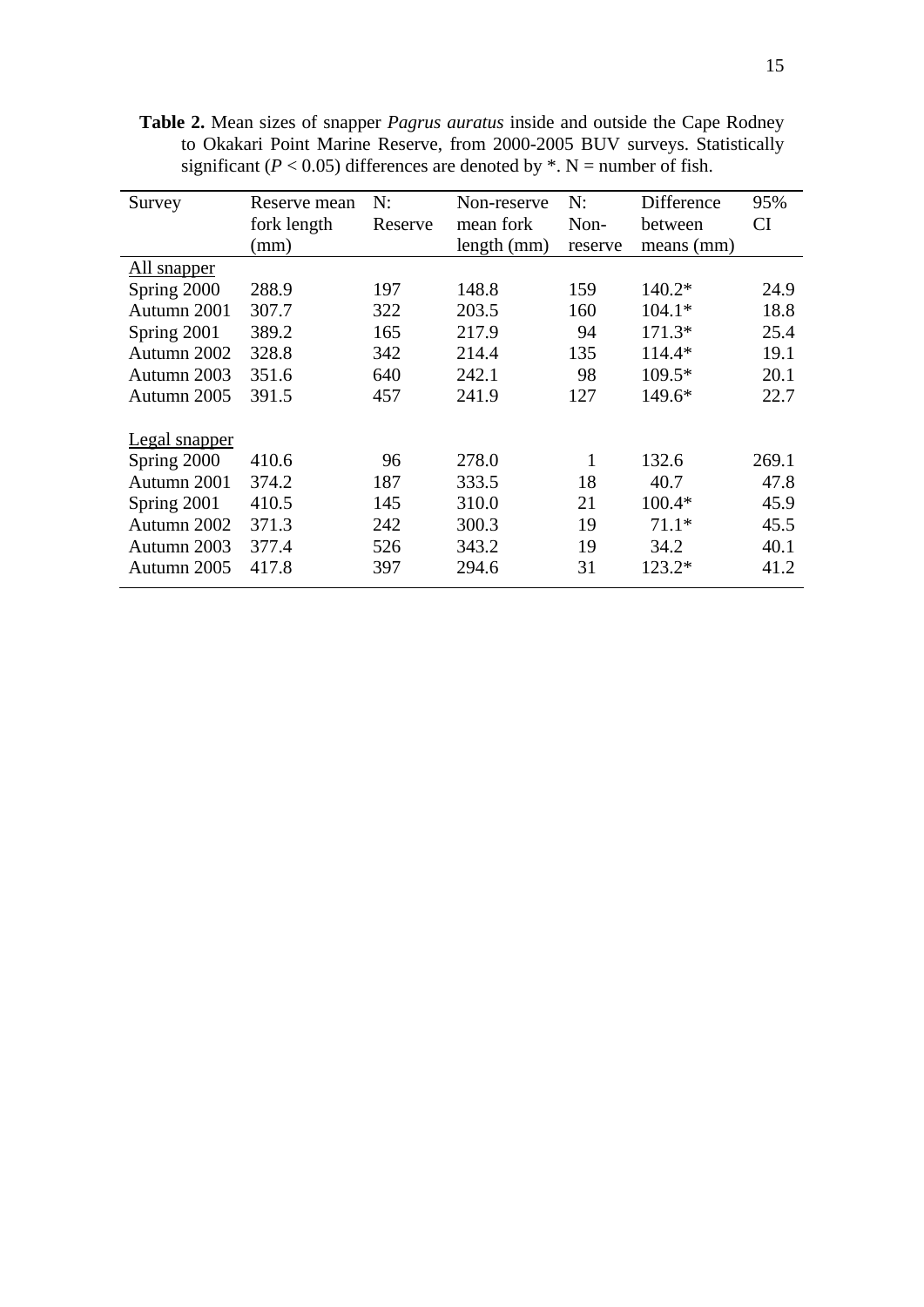**Table 2.** Mean sizes of snapper *Pagrus auratus* inside and outside the Cape Rodney to Okakari Point Marine Reserve, from 2000-2005 BUV surveys. Statistically significant ($P < 0.05$) differences are denoted by *. N = number of fish.

| Survey | Reserve mean fork length (mm) | N: Reserve | Non-reserve mean fork length (mm) | N: Non-reserve | Difference between means (mm) | 95% CI |
|---|---|---|---|---|---|---|
| All snapper | | | | | | |
| Spring 2000 | 288.9 | 197 | 148.8 | 159 | 140.2* | 24.9 |
| Autumn 2001 | 307.7 | 322 | 203.5 | 160 | 104.1* | 18.8 |
| Spring 2001 | 389.2 | 165 | 217.9 | 94 | 171.3* | 25.4 |
| Autumn 2002 | 328.8 | 342 | 214.4 | 135 | 114.4* | 19.1 |
| Autumn 2003 | 351.6 | 640 | 242.1 | 98 | 109.5* | 20.1 |
| Autumn 2005 | 391.5 | 457 | 241.9 | 127 | 149.6* | 22.7 |
| Legal snapper | | | | | | |
| Spring 2000 | 410.6 | 96 | 278.0 | 1 | 132.6 | 269.1 |
| Autumn 2001 | 374.2 | 187 | 333.5 | 18 | 40.7 | 47.8 |
| Spring 2001 | 410.5 | 145 | 310.0 | 21 | 100.4* | 45.9 |
| Autumn 2002 | 371.3 | 242 | 300.3 | 19 | 71.1* | 45.5 |
| Autumn 2003 | 377.4 | 526 | 343.2 | 19 | 34.2 | 40.1 |
| Autumn 2005 | 417.8 | 397 | 294.6 | 31 | 123.2* | 41.2 |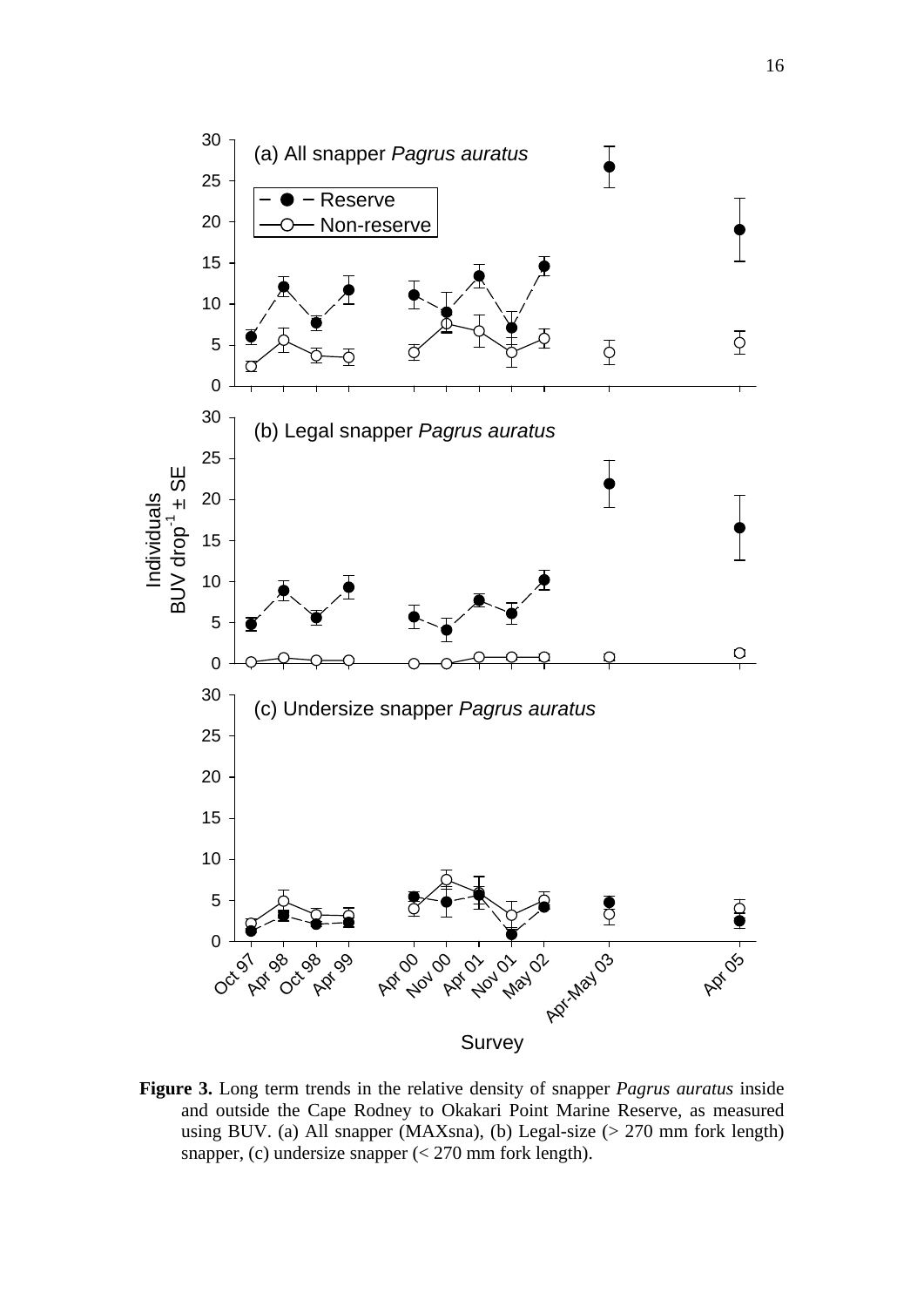**Figure 3.** Long term trends in the relative density of snapper *Pagrus auratus* inside and outside the Cape Rodney to Okakari Point Marine Reserve, as measured using BUV. (a) All snapper (MAXsna), (b) Legal-size (> 270 mm fork length) snapper, (c) undersize snapper (< 270 mm fork length).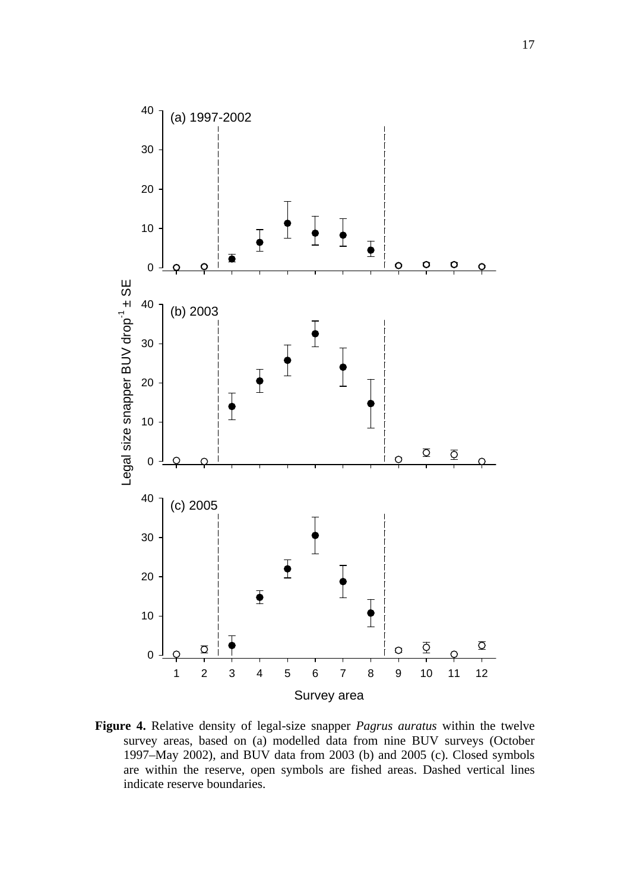**Figure 4.** Relative density of legal-size snapper *Pagrus auratus* within the twelve survey areas, based on (a) modelled data from nine BUV surveys (October 1997–May 2002), and BUV data from 2003 (b) and 2005 (c). Closed symbols are within the reserve, open symbols are fished areas. Dashed vertical lines indicate reserve boundaries.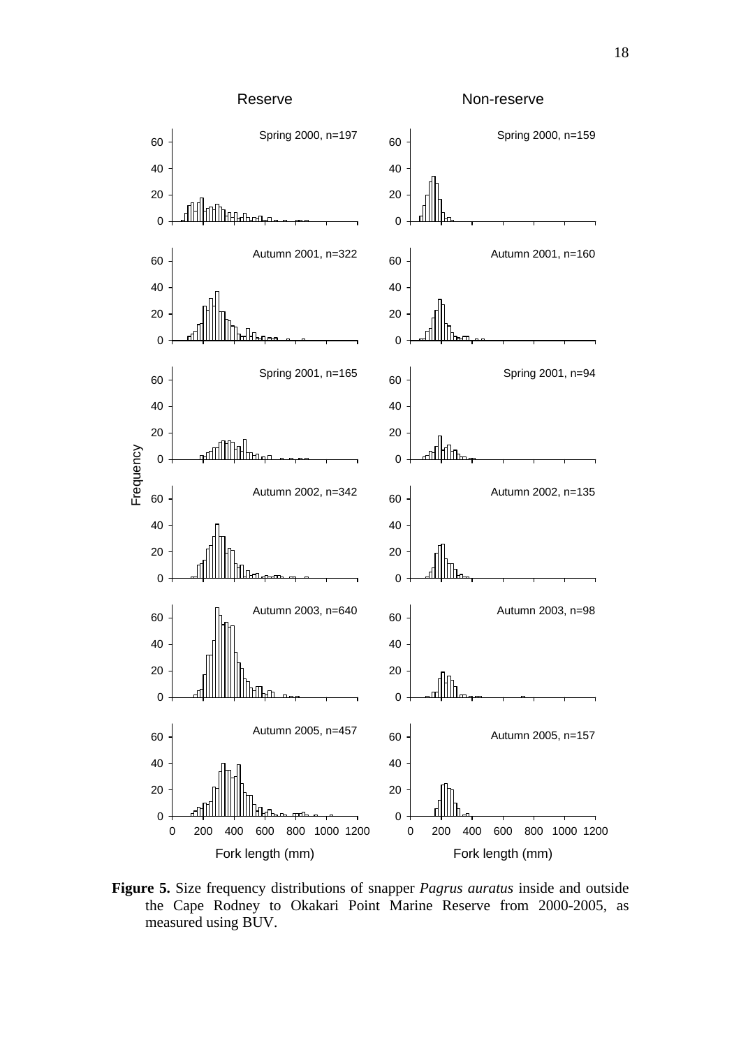**Figure 5.** Size frequency distributions of snapper *Pagrus auratus* inside and outside the Cape Rodney to Okakari Point Marine Reserve from 2000-2005, as measured using BUV.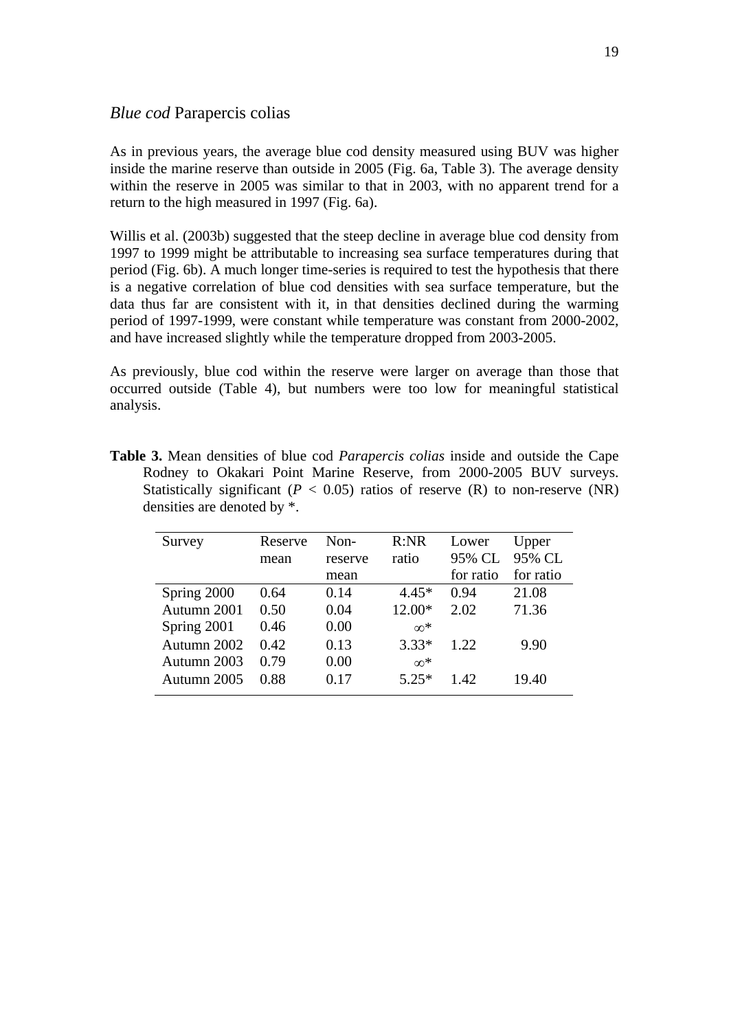## *Blue cod* Parapercis colias

As in previous years, the average blue cod density measured using BUV was higher inside the marine reserve than outside in 2005 (Fig. 6a, Table 3). The average density within the reserve in 2005 was similar to that in 2003, with no apparent trend for a return to the high measured in 1997 (Fig. 6a).

Willis et al. (2003b) suggested that the steep decline in average blue cod density from 1997 to 1999 might be attributable to increasing sea surface temperatures during that period (Fig. 6b). A much longer time-series is required to test the hypothesis that there is a negative correlation of blue cod densities with sea surface temperature, but the data thus far are consistent with it, in that densities declined during the warming period of 1997-1999, were constant while temperature was constant from 2000-2002, and have increased slightly while the temperature dropped from 2003-2005.

As previously, blue cod within the reserve were larger on average than those that occurred outside (Table 4), but numbers were too low for meaningful statistical analysis.

**Table 3.** Mean densities of blue cod *Parapercis colias* inside and outside the Cape Rodney to Okakari Point Marine Reserve, from 2000-2005 BUV surveys. Statistically significant ($P < 0.05$) ratios of reserve (R) to non-reserve (NR) densities are denoted by *.

| Survey | Reserve mean | Non-reserve mean | R:NR ratio | Lower 95% CL for ratio | Upper 95% CL for ratio |
|---|---|---|---|---|---|
| Spring 2000 | 0.64 | 0.14 | 4.45* | 0.94 | 21.08 |
| Autumn 2001 | 0.50 | 0.04 | 12.00* | 2.02 | 71.36 |
| Spring 2001 | 0.46 | 0.00 | $\infty$* | | |
| Autumn 2002 | 0.42 | 0.13 | 3.33* | 1.22 | 9.90 |
| Autumn 2003 | 0.79 | 0.00 | $\infty$* | | |
| Autumn 2005 | 0.88 | 0.17 | 5.25* | 1.42 | 19.40 |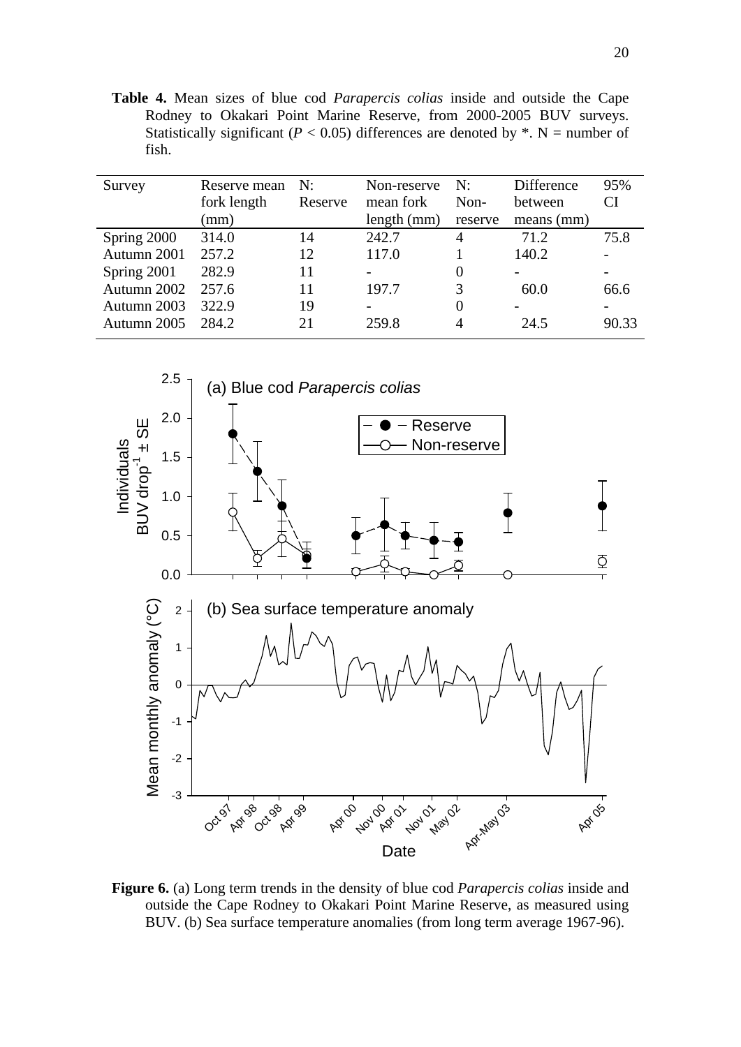**Table 4.** Mean sizes of blue cod *Parapercis colias* inside and outside the Cape Rodney to Okakari Point Marine Reserve, from 2000-2005 BUV surveys. Statistically significant ($P < 0.05$) differences are denoted by *. N = number of fish.

| Survey | Reserve mean fork length (mm) | N: Reserve | Non-reserve mean fork length (mm) | N: Non-reserve | Difference between means (mm) | 95% CI |
|---|---|---|---|---|---|---|
| Spring 2000 | 314.0 | 14 | 242.7 | 4 | 71.2 | 75.8 |
| Autumn 2001 | 257.2 | 12 | 117.0 | 1 | 140.2 | - |
| Spring 2001 | 282.9 | 11 | - | 0 | - | - |
| Autumn 2002 | 257.6 | 11 | 197.7 | 3 | 60.0 | 66.6 |
| Autumn 2003 | 322.9 | 19 | - | 0 | - | - |
| Autumn 2005 | 284.2 | 21 | 259.8 | 4 | 24.5 | 90.33 |

**Figure 6.** (a) Long term trends in the density of blue cod *Parapercis colias* inside and outside the Cape Rodney to Okakari Point Marine Reserve, as measured using BUV. (b) Sea surface temperature anomalies (from long term average 1967-96).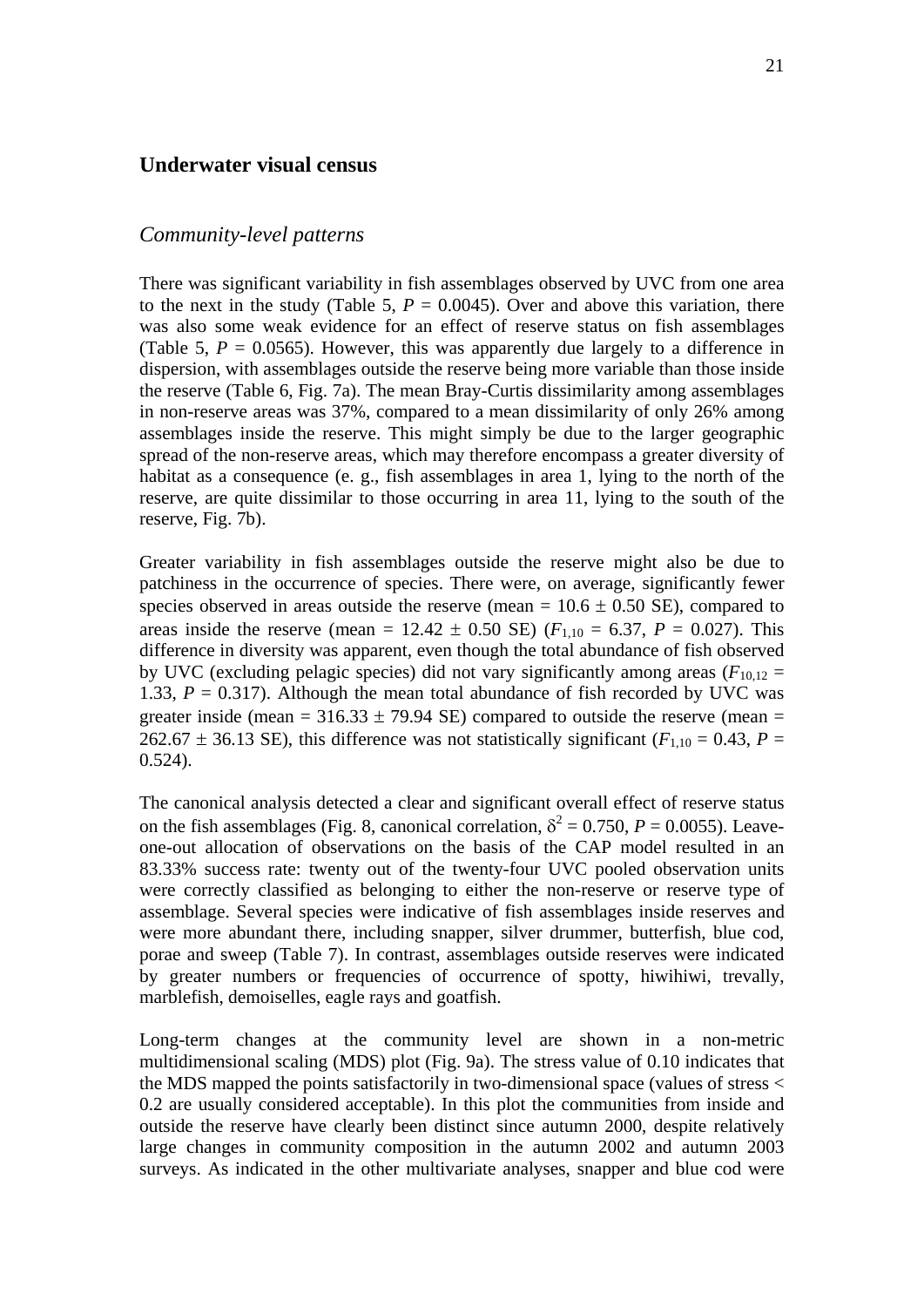## Underwater visual census

### *Community-level patterns*

There was significant variability in fish assemblages observed by UVC from one area to the next in the study (Table 5, $P = 0.0045$). Over and above this variation, there was also some weak evidence for an effect of reserve status on fish assemblages (Table 5, $P = 0.0565$). However, this was apparently due largely to a difference in dispersion, with assemblages outside the reserve being more variable than those inside the reserve (Table 6, Fig. 7a). The mean Bray-Curtis dissimilarity among assemblages in non-reserve areas was 37%, compared to a mean dissimilarity of only 26% among assemblages inside the reserve. This might simply be due to the larger geographic spread of the non-reserve areas, which may therefore encompass a greater diversity of habitat as a consequence (e. g., fish assemblages in area 1, lying to the north of the reserve, are quite dissimilar to those occurring in area 11, lying to the south of the reserve, Fig. 7b).

Greater variability in fish assemblages outside the reserve might also be due to patchiness in the occurrence of species. There were, on average, significantly fewer species observed in areas outside the reserve (mean = $10.6 \pm 0.50$ SE), compared to areas inside the reserve (mean = $12.42 \pm 0.50$ SE) ($F_{1,10} = 6.37$, $P = 0.027$). This difference in diversity was apparent, even though the total abundance of fish observed by UVC (excluding pelagic species) did not vary significantly among areas ($F_{10,12} = 1.33$, $P = 0.317$). Although the mean total abundance of fish recorded by UVC was greater inside (mean = $316.33 \pm 79.94$ SE) compared to outside the reserve (mean = $262.67 \pm 36.13$ SE), this difference was not statistically significant ($F_{1,10} = 0.43$, $P = 0.524$).

The canonical analysis detected a clear and significant overall effect of reserve status on the fish assemblages (Fig. 8, canonical correlation, $\delta^2 = 0.750$, $P = 0.0055$). Leave-one-out allocation of observations on the basis of the CAP model resulted in an 83.33% success rate: twenty out of the twenty-four UVC pooled observation units were correctly classified as belonging to either the non-reserve or reserve type of assemblage. Several species were indicative of fish assemblages inside reserves and were more abundant there, including snapper, silver drummer, butterfish, blue cod, porae and sweep (Table 7). In contrast, assemblages outside reserves were indicated by greater numbers or frequencies of occurrence of spotty, hiwihiwi, trevally, marblefish, demoiselles, eagle rays and goatfish.

Long-term changes at the community level are shown in a non-metric multidimensional scaling (MDS) plot (Fig. 9a). The stress value of 0.10 indicates that the MDS mapped the points satisfactorily in two-dimensional space (values of stress < 0.2 are usually considered acceptable). In this plot the communities from inside and outside the reserve have clearly been distinct since autumn 2000, despite relatively large changes in community composition in the autumn 2002 and autumn 2003 surveys. As indicated in the other multivariate analyses, snapper and blue cod were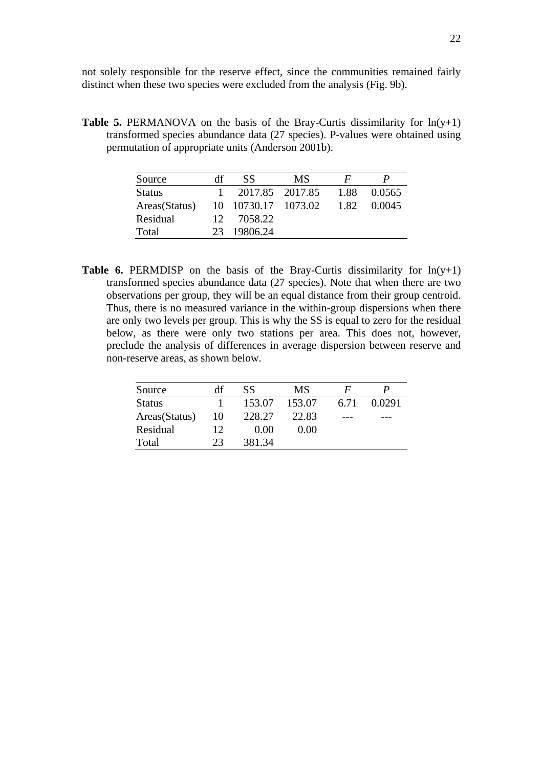not solely responsible for the reserve effect, since the communities remained fairly distinct when these two species were excluded from the analysis (Fig. 9b).

**Table 5.** PERMANOVA on the basis of the Bray-Curtis dissimilarity for ln(y+1) transformed species abundance data (27 species). P-values were obtained using permutation of appropriate units (Anderson 2001b).

| Source | df | SS | MS | *F* | *P* |
|---|---|---|---|---|---|
| Status | 1 | 2017.85 | 2017.85 | 1.88 | 0.0565 |
| Areas(Status) | 10 | 10730.17 | 1073.02 | 1.82 | 0.0045 |
| Residual | 12 | 7058.22 | | | |
| Total | 23 | 19806.24 | | | |

**Table 6.** PERMDISP on the basis of the Bray-Curtis dissimilarity for ln(y+1) transformed species abundance data (27 species). Note that when there are two observations per group, they will be an equal distance from their group centroid. Thus, there is no measured variance in the within-group dispersions when there are only two levels per group. This is why the SS is equal to zero for the residual below, as there were only two stations per area. This does not, however, preclude the analysis of differences in average dispersion between reserve and non-reserve areas, as shown below.

| Source | df | SS | MS | *F* | *P* |
|---|---|---|---|---|---|
| Status | 1 | 153.07 | 153.07 | 6.71 | 0.0291 |
| Areas(Status) | 10 | 228.27 | 22.83 | --- | --- |
| Residual | 12 | 0.00 | 0.00 | | |
| Total | 23 | 381.34 | | | |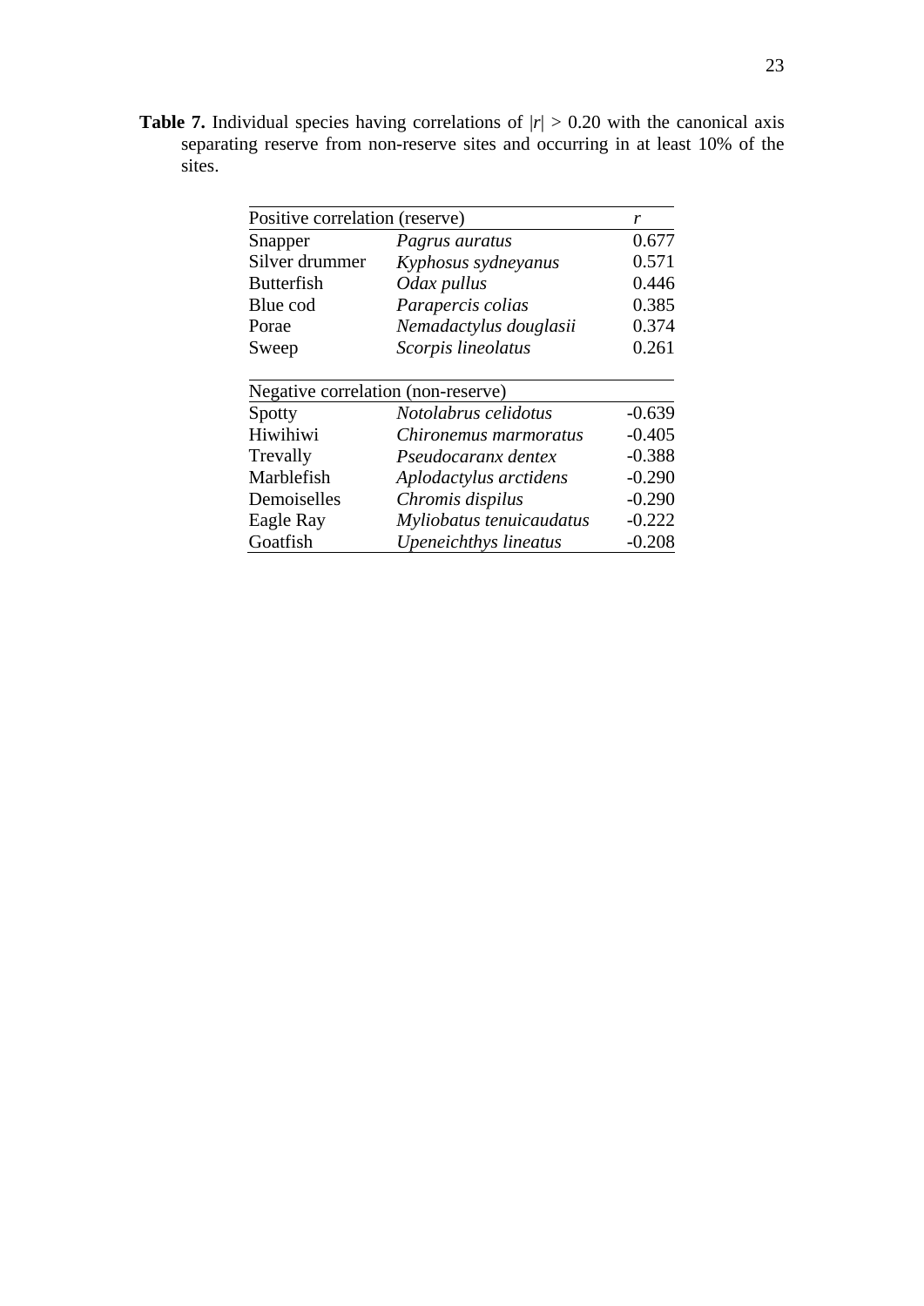**Table 7.** Individual species having correlations of $|r| > 0.20$ with the canonical axis separating reserve from non-reserve sites and occurring in at least 10% of the sites.

| Positive correlation (reserve) | | $r$ |
|---|---|---|
| Snapper | *Pagrus auratus* | 0.677 |
| Silver drummer | *Kyphosus sydneyanus* | 0.571 |
| Butterfish | *Odax pullus* | 0.446 |
| Blue cod | *Parapercis colias* | 0.385 |
| Porae | *Nemadactylus douglasii* | 0.374 |
| Sweep | *Scorpis lineolatus* | 0.261 |
| **Negative correlation (non-reserve)** | | |
| Spotty | *Notolabrus celidotus* | -0.639 |
| Hiwihiwi | *Chironemus marmoratus* | -0.405 |
| Trevally | *Pseudocaranx dentex* | -0.388 |
| Marblefish | *Aplodactylus arctidens* | -0.290 |
| Demoiselles | *Chromis dispilus* | -0.290 |
| Eagle Ray | *Myliobatus tenuicaudatus* | -0.222 |
| Goatfish | *Upeneichthys lineatus* | -0.208 |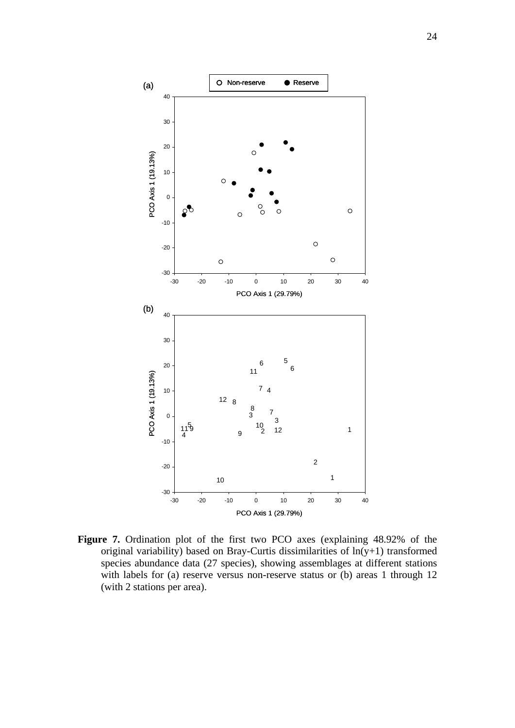**Figure 7.** Ordination plot of the first two PCO axes (explaining 48.92% of the original variability) based on Bray-Curtis dissimilarities of ln(y+1) transformed species abundance data (27 species), showing assemblages at different stations with labels for (a) reserve versus non-reserve status or (b) areas 1 through 12 (with 2 stations per area).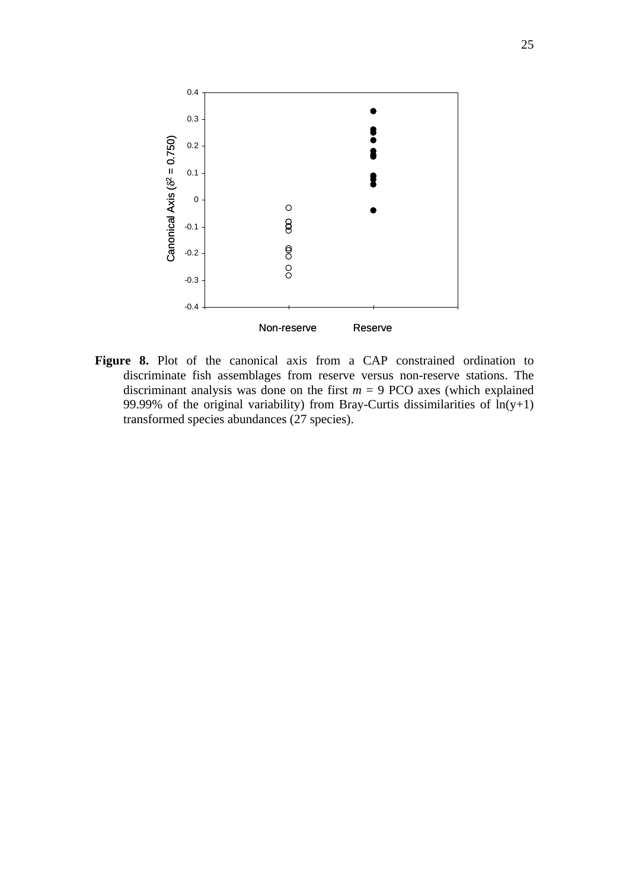**Figure 8.** Plot of the canonical axis from a CAP constrained ordination to discriminate fish assemblages from reserve versus non-reserve stations. The discriminant analysis was done on the first $m = 9$ PCO axes (which explained 99.99% of the original variability) from Bray-Curtis dissimilarities of $\ln(y+1)$ transformed species abundances (27 species).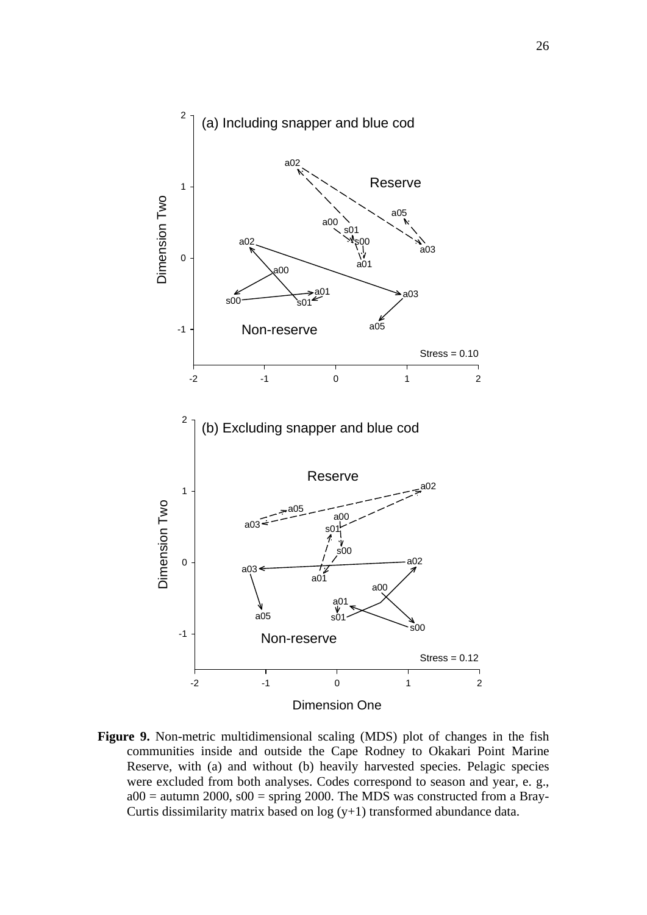**Figure 9.** Non-metric multidimensional scaling (MDS) plot of changes in the fish communities inside and outside the Cape Rodney to Okakari Point Marine Reserve, with (a) and without (b) heavily harvested species. Pelagic species were excluded from both analyses. Codes correspond to season and year, e. g., a00 = autumn 2000, s00 = spring 2000. The MDS was constructed from a Bray-Curtis dissimilarity matrix based on log (y+1) transformed abundance data.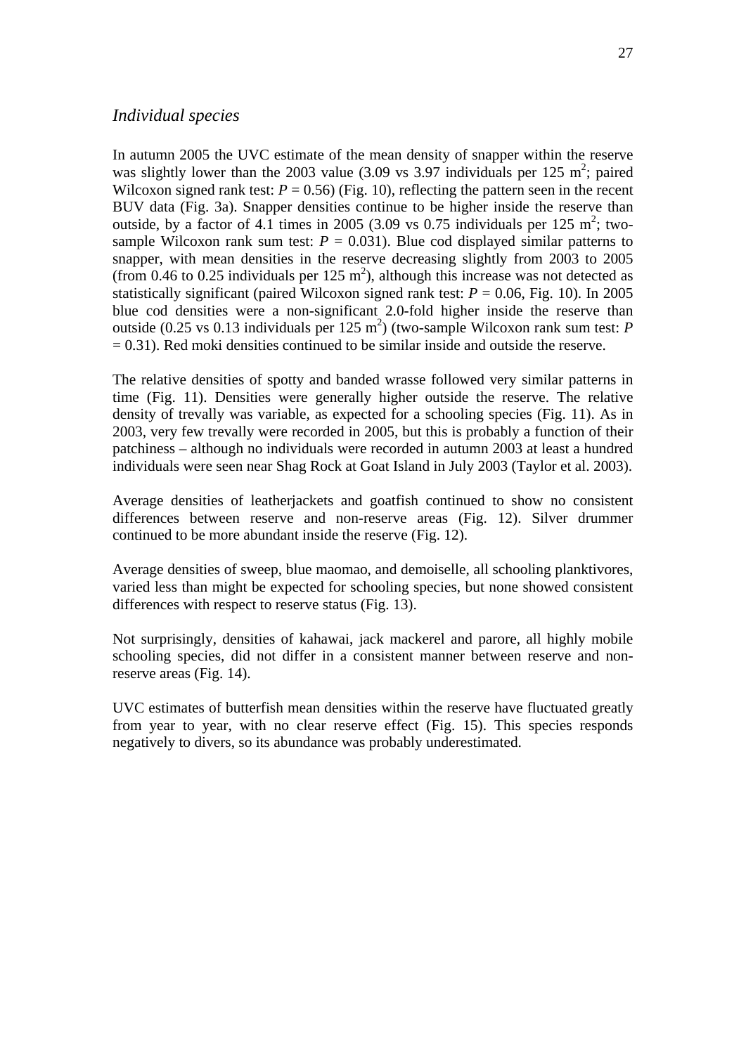### *Individual species*

In autumn 2005 the UVC estimate of the mean density of snapper within the reserve was slightly lower than the 2003 value (3.09 vs 3.97 individuals per 125 $m^2$; paired Wilcoxon signed rank test: $P = 0.56$) (Fig. 10), reflecting the pattern seen in the recent BUV data (Fig. 3a). Snapper densities continue to be higher inside the reserve than outside, by a factor of 4.1 times in 2005 (3.09 vs 0.75 individuals per 125 $m^2$; two-sample Wilcoxon rank sum test: $P = 0.031$). Blue cod displayed similar patterns to snapper, with mean densities in the reserve decreasing slightly from 2003 to 2005 (from 0.46 to 0.25 individuals per 125 $m^2$), although this increase was not detected as statistically significant (paired Wilcoxon signed rank test: $P = 0.06$, Fig. 10). In 2005 blue cod densities were a non-significant 2.0-fold higher inside the reserve than outside (0.25 vs 0.13 individuals per 125 $m^2$) (two-sample Wilcoxon rank sum test: $P = 0.31$). Red moki densities continued to be similar inside and outside the reserve.

The relative densities of spotty and banded wrasse followed very similar patterns in time (Fig. 11). Densities were generally higher outside the reserve. The relative density of trevally was variable, as expected for a schooling species (Fig. 11). As in 2003, very few trevally were recorded in 2005, but this is probably a function of their patchiness – although no individuals were recorded in autumn 2003 at least a hundred individuals were seen near Shag Rock at Goat Island in July 2003 (Taylor et al. 2003).

Average densities of leatherjackets and goatfish continued to show no consistent differences between reserve and non-reserve areas (Fig. 12). Silver drummer continued to be more abundant inside the reserve (Fig. 12).

Average densities of sweep, blue maomao, and demoiselle, all schooling planktivores, varied less than might be expected for schooling species, but none showed consistent differences with respect to reserve status (Fig. 13).

Not surprisingly, densities of kahawai, jack mackerel and parore, all highly mobile schooling species, did not differ in a consistent manner between reserve and non-reserve areas (Fig. 14).

UVC estimates of butterfish mean densities within the reserve have fluctuated greatly from year to year, with no clear reserve effect (Fig. 15). This species responds negatively to divers, so its abundance was probably underestimated.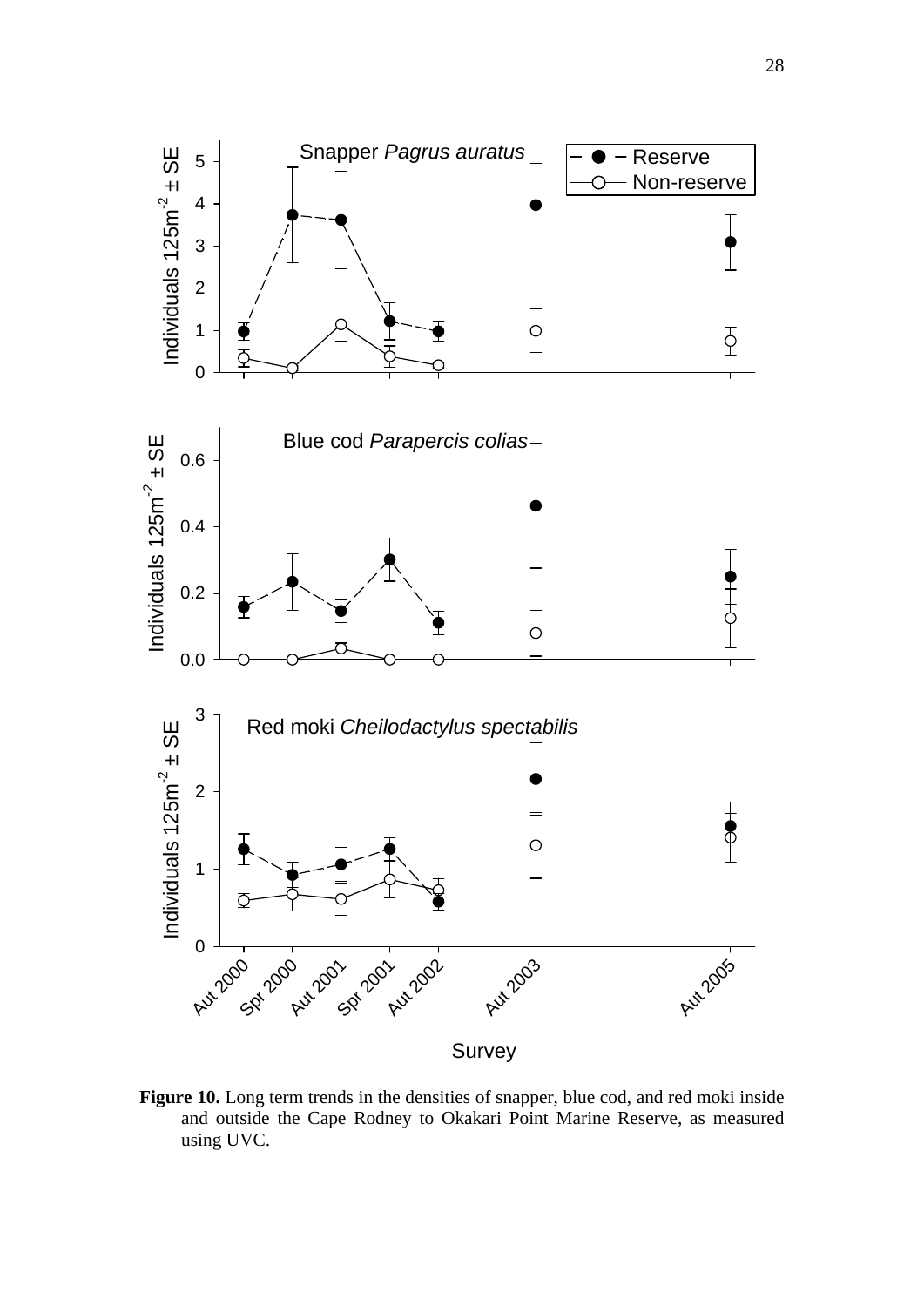**Figure 10.** Long term trends in the densities of snapper, blue cod, and red moki inside and outside the Cape Rodney to Okakari Point Marine Reserve, as measured using UVC.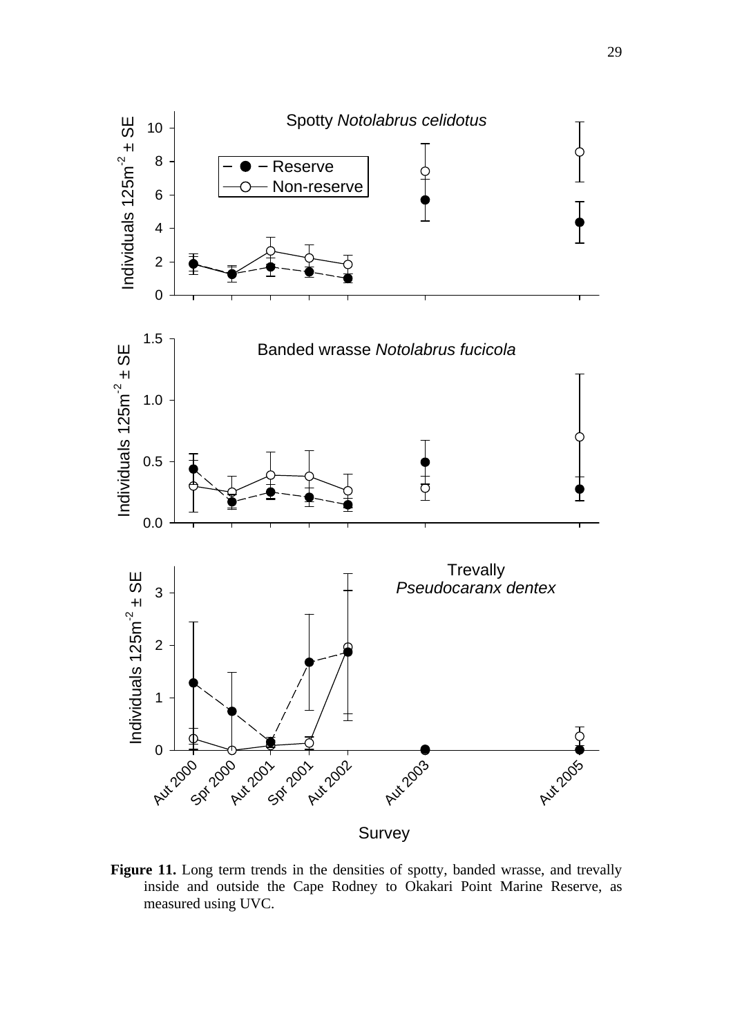**Figure 11.** Long term trends in the densities of spotty, banded wrasse, and trevally inside and outside the Cape Rodney to Okakari Point Marine Reserve, as measured using UVC.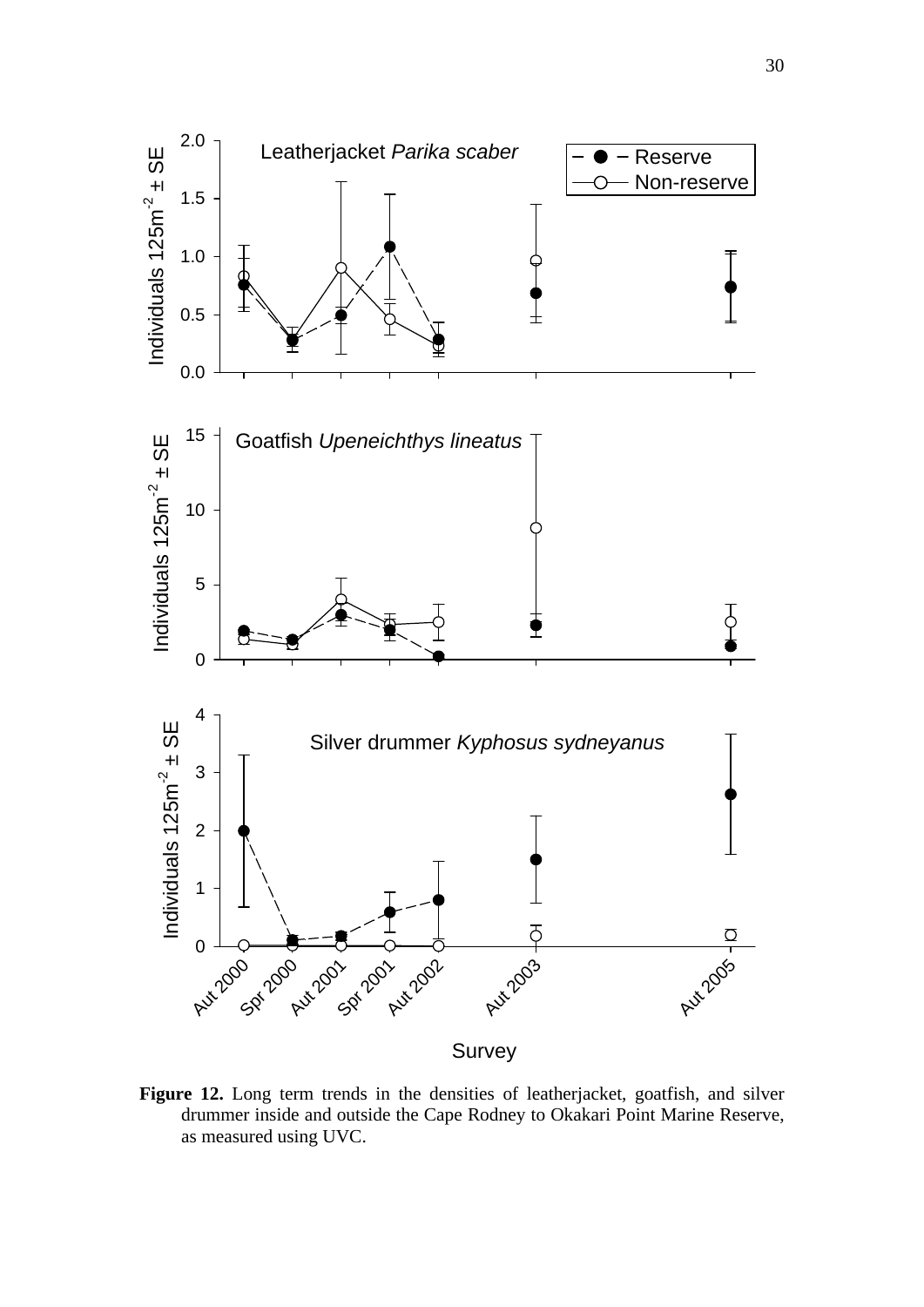**Figure 12.** Long term trends in the densities of leatherjacket, goatfish, and silver drummer inside and outside the Cape Rodney to Okakari Point Marine Reserve, as measured using UVC.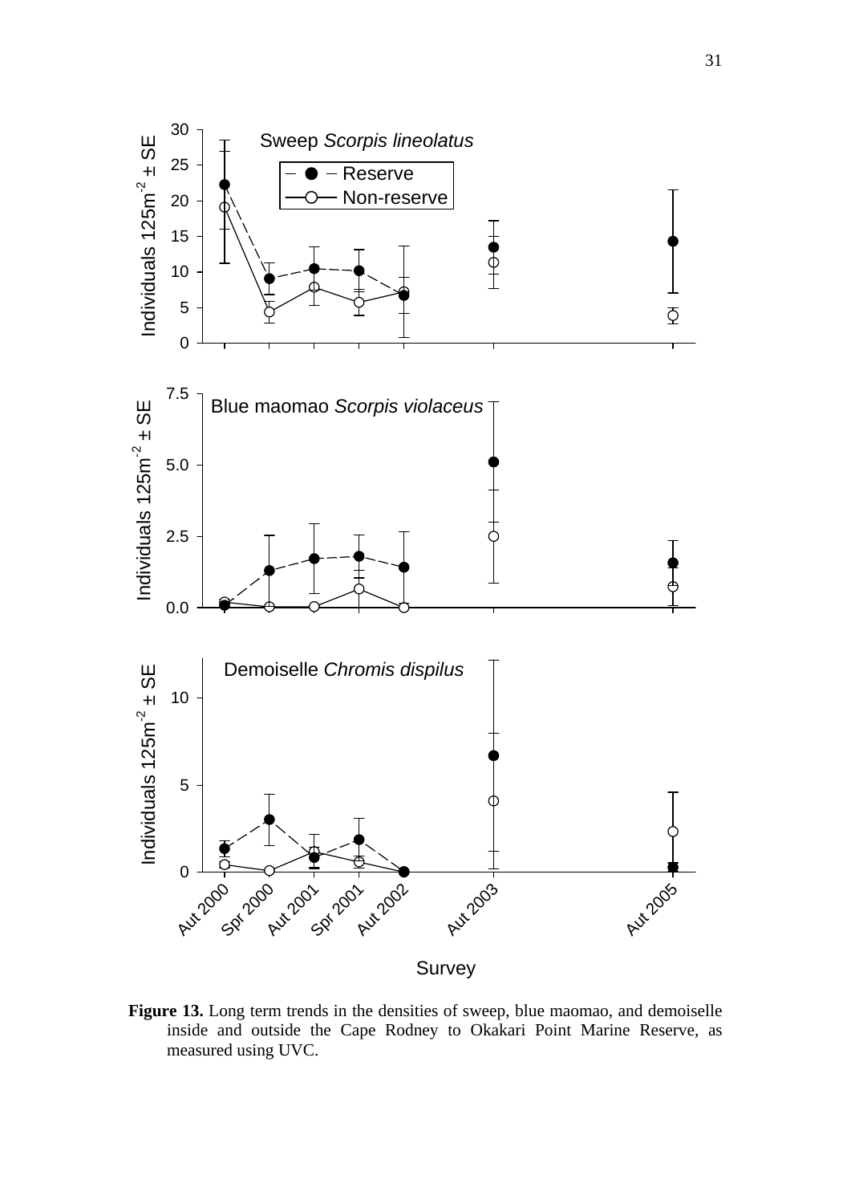**Figure 13.** Long term trends in the densities of sweep, blue maomao, and demoiselle inside and outside the Cape Rodney to Okakari Point Marine Reserve, as measured using UVC.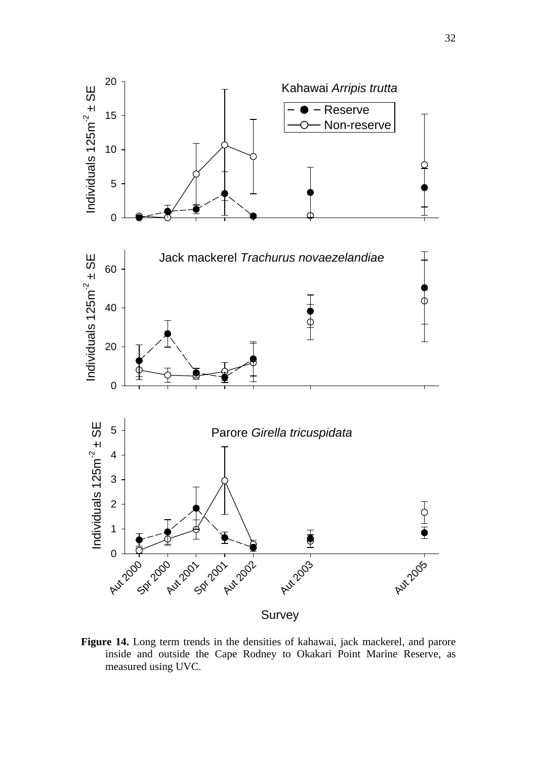**Figure 14.** Long term trends in the densities of kahawai, jack mackerel, and parore inside and outside the Cape Rodney to Okakari Point Marine Reserve, as measured using UVC.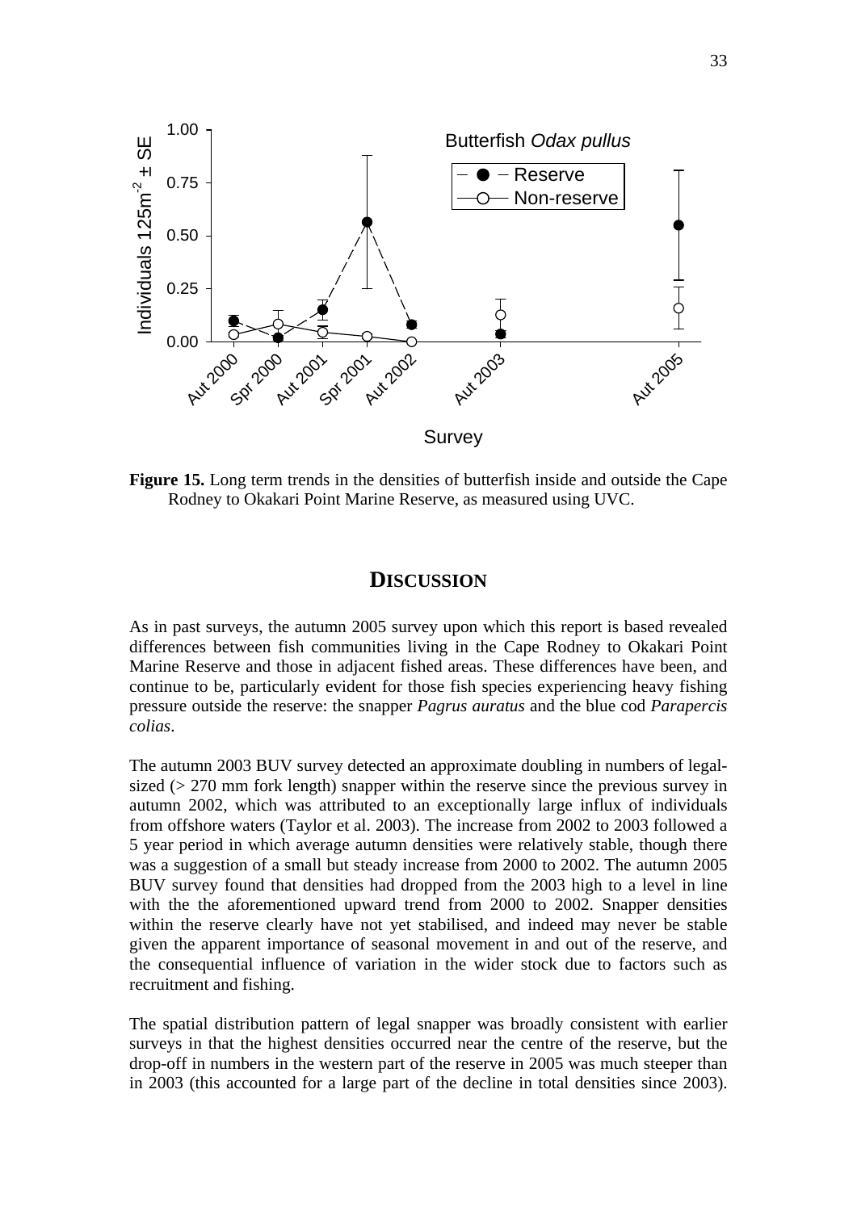**Figure 15.** Long term trends in the densities of butterfish inside and outside the Cape Rodney to Okakari Point Marine Reserve, as measured using UVC.

## DISCUSSION

As in past surveys, the autumn 2005 survey upon which this report is based revealed differences between fish communities living in the Cape Rodney to Okakari Point Marine Reserve and those in adjacent fished areas. These differences have been, and continue to be, particularly evident for those fish species experiencing heavy fishing pressure outside the reserve: the snapper *Pagrus auratus* and the blue cod *Parapercis colias*.

The autumn 2003 BUV survey detected an approximate doubling in numbers of legal-sized (> 270 mm fork length) snapper within the reserve since the previous survey in autumn 2002, which was attributed to an exceptionally large influx of individuals from offshore waters (Taylor et al. 2003). The increase from 2002 to 2003 followed a 5 year period in which average autumn densities were relatively stable, though there was a suggestion of a small but steady increase from 2000 to 2002. The autumn 2005 BUV survey found that densities had dropped from the 2003 high to a level in line with the the aforementioned upward trend from 2000 to 2002. Snapper densities within the reserve clearly have not yet stabilised, and indeed may never be stable given the apparent importance of seasonal movement in and out of the reserve, and the consequential influence of variation in the wider stock due to factors such as recruitment and fishing.

The spatial distribution pattern of legal snapper was broadly consistent with earlier surveys in that the highest densities occurred near the centre of the reserve, but the drop-off in numbers in the western part of the reserve in 2005 was much steeper than in 2003 (this accounted for a large part of the decline in total densities since 2003).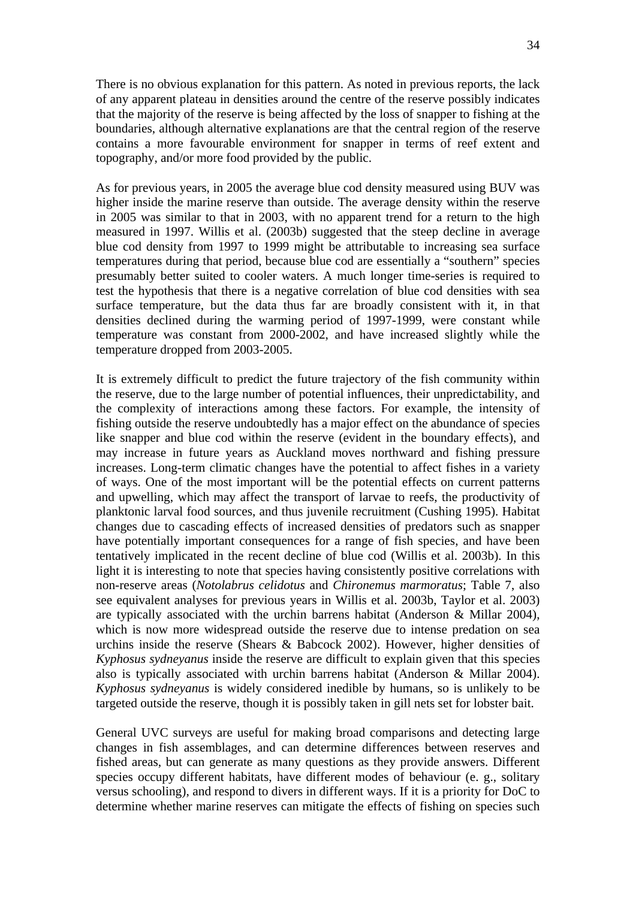There is no obvious explanation for this pattern. As noted in previous reports, the lack of any apparent plateau in densities around the centre of the reserve possibly indicates that the majority of the reserve is being affected by the loss of snapper to fishing at the boundaries, although alternative explanations are that the central region of the reserve contains a more favourable environment for snapper in terms of reef extent and topography, and/or more food provided by the public.

As for previous years, in 2005 the average blue cod density measured using BUV was higher inside the marine reserve than outside. The average density within the reserve in 2005 was similar to that in 2003, with no apparent trend for a return to the high measured in 1997. Willis et al. (2003b) suggested that the steep decline in average blue cod density from 1997 to 1999 might be attributable to increasing sea surface temperatures during that period, because blue cod are essentially a "southern" species presumably better suited to cooler waters. A much longer time-series is required to test the hypothesis that there is a negative correlation of blue cod densities with sea surface temperature, but the data thus far are broadly consistent with it, in that densities declined during the warming period of 1997-1999, were constant while temperature was constant from 2000-2002, and have increased slightly while the temperature dropped from 2003-2005.

It is extremely difficult to predict the future trajectory of the fish community within the reserve, due to the large number of potential influences, their unpredictability, and the complexity of interactions among these factors. For example, the intensity of fishing outside the reserve undoubtedly has a major effect on the abundance of species like snapper and blue cod within the reserve (evident in the boundary effects), and may increase in future years as Auckland moves northward and fishing pressure increases. Long-term climatic changes have the potential to affect fishes in a variety of ways. One of the most important will be the potential effects on current patterns and upwelling, which may affect the transport of larvae to reefs, the productivity of planktonic larval food sources, and thus juvenile recruitment (Cushing 1995). Habitat changes due to cascading effects of increased densities of predators such as snapper have potentially important consequences for a range of fish species, and have been tentatively implicated in the recent decline of blue cod (Willis et al. 2003b). In this light it is interesting to note that species having consistently positive correlations with non-reserve areas (*Notolabrus celidotus* and *Chironemus marmoratus*; Table 7, also see equivalent analyses for previous years in Willis et al. 2003b, Taylor et al. 2003) are typically associated with the urchin barrens habitat (Anderson & Millar 2004), which is now more widespread outside the reserve due to intense predation on sea urchins inside the reserve (Shears & Babcock 2002). However, higher densities of *Kyphosus sydneyanus* inside the reserve are difficult to explain given that this species also is typically associated with urchin barrens habitat (Anderson & Millar 2004). *Kyphosus sydneyanus* is widely considered inedible by humans, so is unlikely to be targeted outside the reserve, though it is possibly taken in gill nets set for lobster bait.

General UVC surveys are useful for making broad comparisons and detecting large changes in fish assemblages, and can determine differences between reserves and fished areas, but can generate as many questions as they provide answers. Different species occupy different habitats, have different modes of behaviour (e. g., solitary versus schooling), and respond to divers in different ways. If it is a priority for DoC to determine whether marine reserves can mitigate the effects of fishing on species such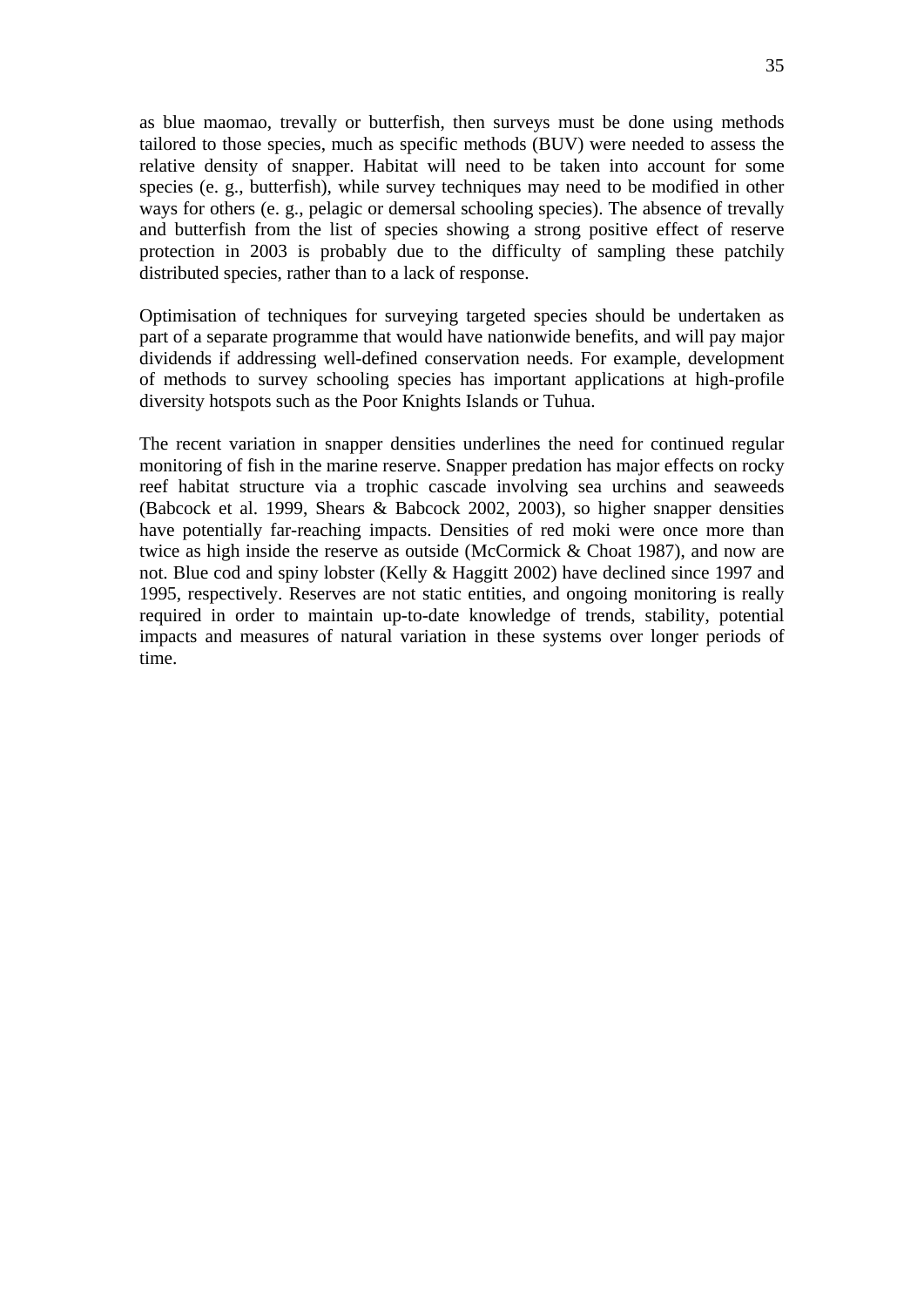as blue maomao, trevally or butterfish, then surveys must be done using methods tailored to those species, much as specific methods (BUV) were needed to assess the relative density of snapper. Habitat will need to be taken into account for some species (e. g., butterfish), while survey techniques may need to be modified in other ways for others (e. g., pelagic or demersal schooling species). The absence of trevally and butterfish from the list of species showing a strong positive effect of reserve protection in 2003 is probably due to the difficulty of sampling these patchily distributed species, rather than to a lack of response.

Optimisation of techniques for surveying targeted species should be undertaken as part of a separate programme that would have nationwide benefits, and will pay major dividends if addressing well-defined conservation needs. For example, development of methods to survey schooling species has important applications at high-profile diversity hotspots such as the Poor Knights Islands or Tuhua.

The recent variation in snapper densities underlines the need for continued regular monitoring of fish in the marine reserve. Snapper predation has major effects on rocky reef habitat structure via a trophic cascade involving sea urchins and seaweeds (Babcock et al. 1999, Shears & Babcock 2002, 2003), so higher snapper densities have potentially far-reaching impacts. Densities of red moki were once more than twice as high inside the reserve as outside (McCormick & Choat 1987), and now are not. Blue cod and spiny lobster (Kelly & Haggitt 2002) have declined since 1997 and 1995, respectively. Reserves are not static entities, and ongoing monitoring is really required in order to maintain up-to-date knowledge of trends, stability, potential impacts and measures of natural variation in these systems over longer periods of time.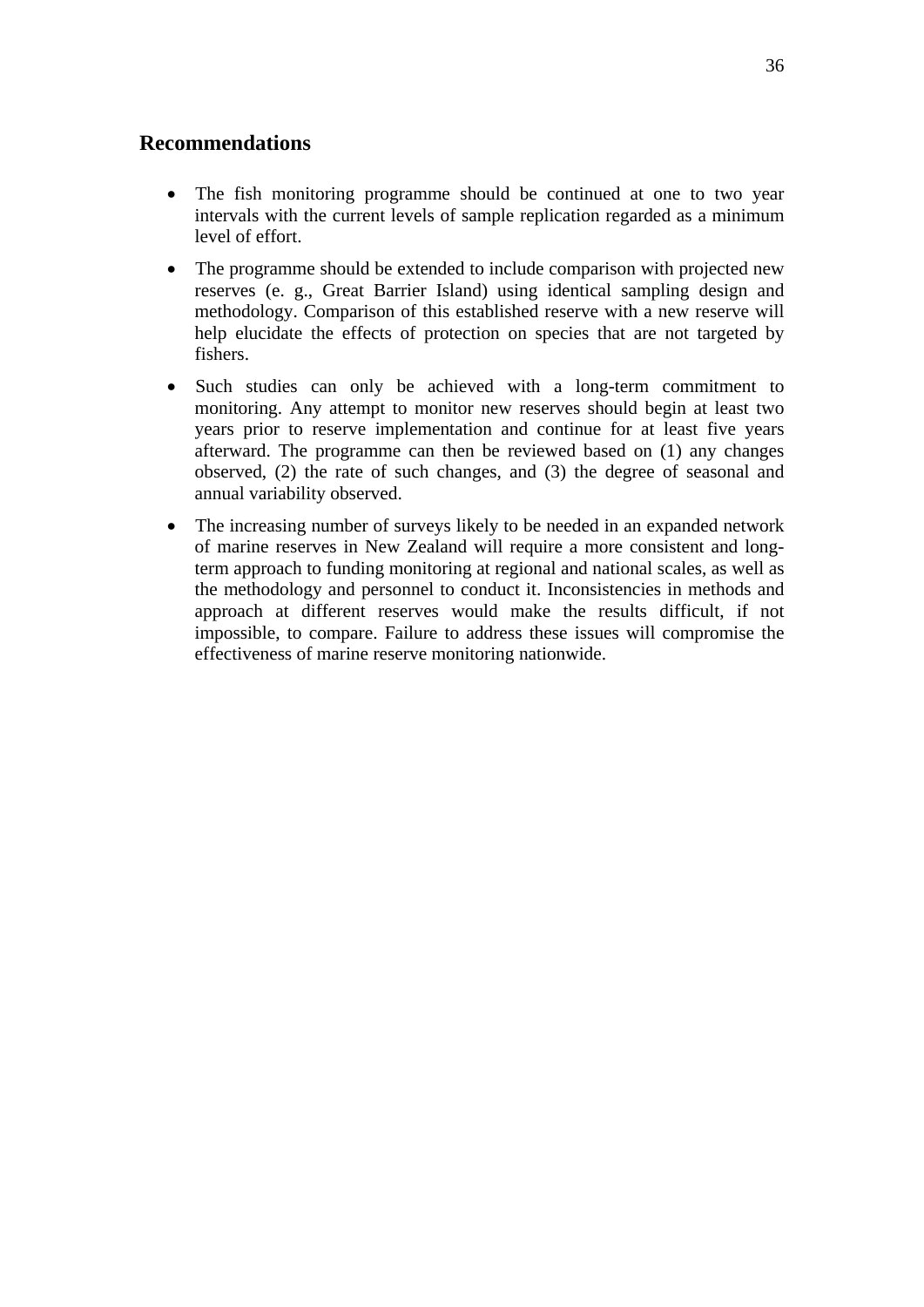## Recommendations

- The fish monitoring programme should be continued at one to two year intervals with the current levels of sample replication regarded as a minimum level of effort.
- The programme should be extended to include comparison with projected new reserves (e. g., Great Barrier Island) using identical sampling design and methodology. Comparison of this established reserve with a new reserve will help elucidate the effects of protection on species that are not targeted by fishers.
- Such studies can only be achieved with a long-term commitment to monitoring. Any attempt to monitor new reserves should begin at least two years prior to reserve implementation and continue for at least five years afterward. The programme can then be reviewed based on (1) any changes observed, (2) the rate of such changes, and (3) the degree of seasonal and annual variability observed.
- The increasing number of surveys likely to be needed in an expanded network of marine reserves in New Zealand will require a more consistent and long-term approach to funding monitoring at regional and national scales, as well as the methodology and personnel to conduct it. Inconsistencies in methods and approach at different reserves would make the results difficult, if not impossible, to compare. Failure to address these issues will compromise the effectiveness of marine reserve monitoring nationwide.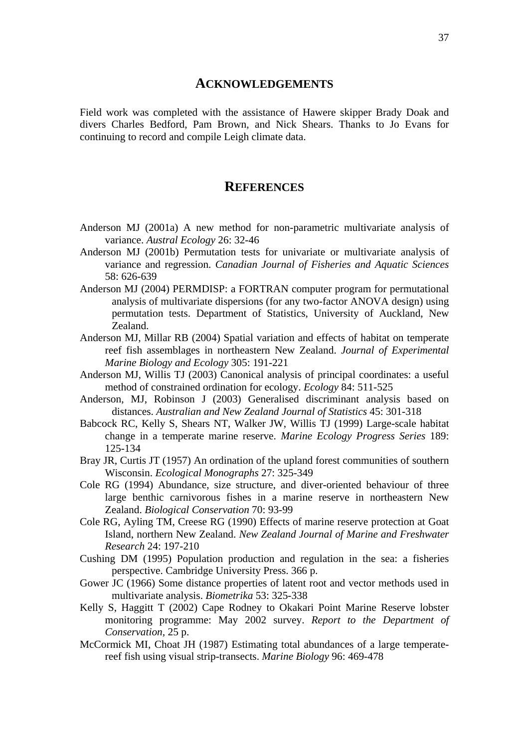## Acknowledgements

Field work was completed with the assistance of Hawere skipper Brady Doak and divers Charles Bedford, Pam Brown, and Nick Shears. Thanks to Jo Evans for continuing to record and compile Leigh climate data.

## References

Anderson MJ (2001a) A new method for non-parametric multivariate analysis of variance. *Austral Ecology* 26: 32-46

Anderson MJ (2001b) Permutation tests for univariate or multivariate analysis of variance and regression. *Canadian Journal of Fisheries and Aquatic Sciences* 58: 626-639

Anderson MJ (2004) PERMDISP: a FORTRAN computer program for permutational analysis of multivariate dispersions (for any two-factor ANOVA design) using permutation tests. Department of Statistics, University of Auckland, New Zealand.

Anderson MJ, Millar RB (2004) Spatial variation and effects of habitat on temperate reef fish assemblages in northeastern New Zealand. *Journal of Experimental Marine Biology and Ecology* 305: 191-221

Anderson MJ, Willis TJ (2003) Canonical analysis of principal coordinates: a useful method of constrained ordination for ecology. *Ecology* 84: 511-525

Anderson, MJ, Robinson J (2003) Generalised discriminant analysis based on distances. *Australian and New Zealand Journal of Statistics* 45: 301-318

Babcock RC, Kelly S, Shears NT, Walker JW, Willis TJ (1999) Large-scale habitat change in a temperate marine reserve. *Marine Ecology Progress Series* 189: 125-134

Bray JR, Curtis JT (1957) An ordination of the upland forest communities of southern Wisconsin. *Ecological Monographs* 27: 325-349

Cole RG (1994) Abundance, size structure, and diver-oriented behaviour of three large benthic carnivorous fishes in a marine reserve in northeastern New Zealand. *Biological Conservation* 70: 93-99

Cole RG, Ayling TM, Creese RG (1990) Effects of marine reserve protection at Goat Island, northern New Zealand. *New Zealand Journal of Marine and Freshwater Research* 24: 197-210

Cushing DM (1995) Population production and regulation in the sea: a fisheries perspective. Cambridge University Press. 366 p.

Gower JC (1966) Some distance properties of latent root and vector methods used in multivariate analysis. *Biometrika* 53: 325-338

Kelly S, Haggitt T (2002) Cape Rodney to Okakari Point Marine Reserve lobster monitoring programme: May 2002 survey. *Report to the Department of Conservation*, 25 p.

McCormick MI, Choat JH (1987) Estimating total abundances of a large temperate-reef fish using visual strip-transects. *Marine Biology* 96: 469-478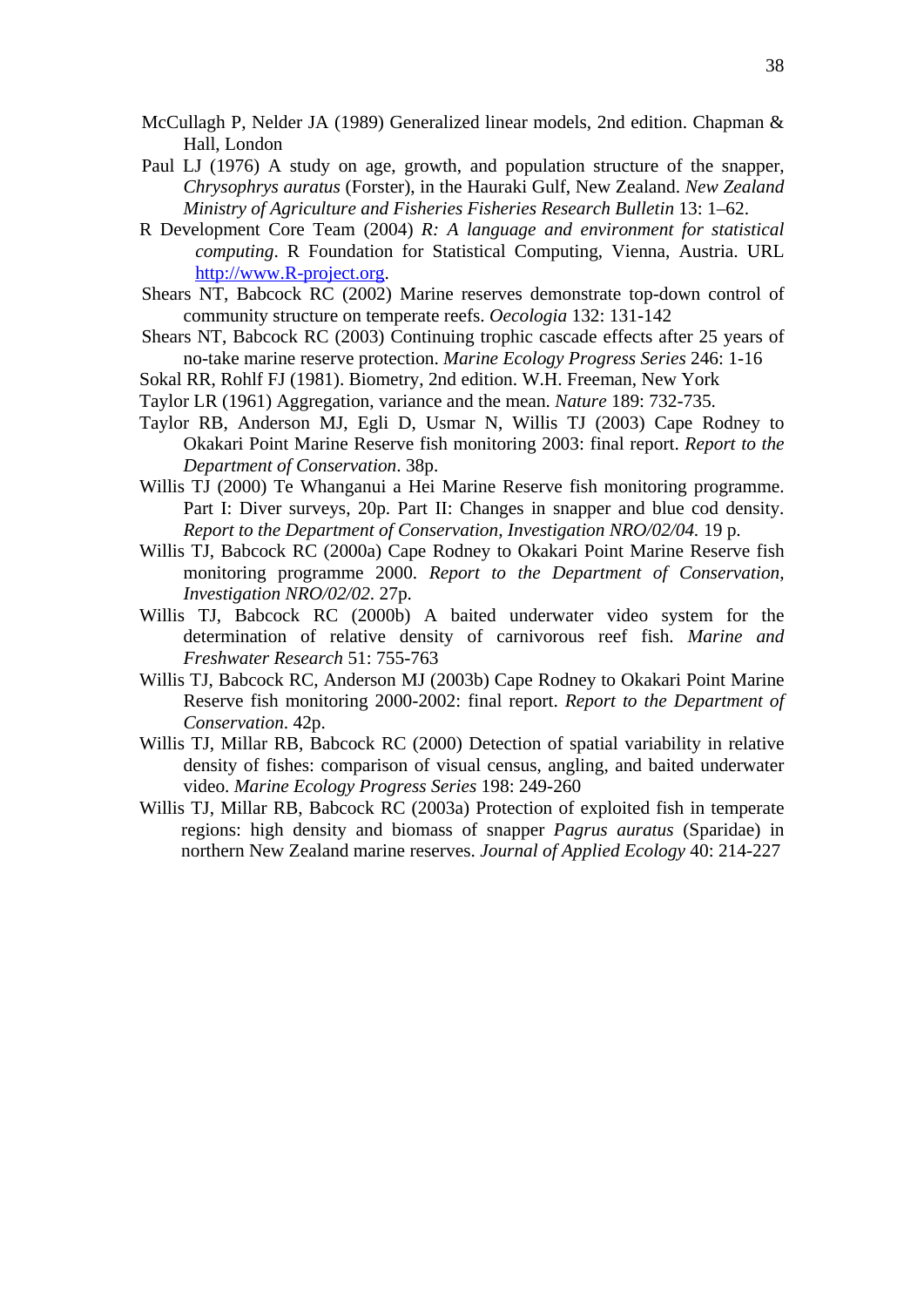McCullagh P, Nelder JA (1989) Generalized linear models, 2nd edition. Chapman & Hall, London

Paul LJ (1976) A study on age, growth, and population structure of the snapper, *Chrysophrys auratus* (Forster), in the Hauraki Gulf, New Zealand. *New Zealand Ministry of Agriculture and Fisheries Fisheries Research Bulletin* 13: 1–62.

R Development Core Team (2004) *R: A language and environment for statistical computing*. R Foundation for Statistical Computing, Vienna, Austria. URL http://www.R-project.org.

Shears NT, Babcock RC (2002) Marine reserves demonstrate top-down control of community structure on temperate reefs. *Oecologia* 132: 131-142

Shears NT, Babcock RC (2003) Continuing trophic cascade effects after 25 years of no-take marine reserve protection. *Marine Ecology Progress Series* 246: 1-16

Sokal RR, Rohlf FJ (1981). Biometry, 2nd edition. W.H. Freeman, New York

Taylor LR (1961) Aggregation, variance and the mean. *Nature* 189: 732-735.

Taylor RB, Anderson MJ, Egli D, Usmar N, Willis TJ (2003) Cape Rodney to Okakari Point Marine Reserve fish monitoring 2003: final report. *Report to the Department of Conservation*. 38p.

Willis TJ (2000) Te Whanganui a Hei Marine Reserve fish monitoring programme. Part I: Diver surveys, 20p. Part II: Changes in snapper and blue cod density. *Report to the Department of Conservation, Investigation NRO/02/04.* 19 p.

Willis TJ, Babcock RC (2000a) Cape Rodney to Okakari Point Marine Reserve fish monitoring programme 2000. *Report to the Department of Conservation, Investigation NRO/02/02*. 27p.

Willis TJ, Babcock RC (2000b) A baited underwater video system for the determination of relative density of carnivorous reef fish. *Marine and Freshwater Research* 51: 755-763

Willis TJ, Babcock RC, Anderson MJ (2003b) Cape Rodney to Okakari Point Marine Reserve fish monitoring 2000-2002: final report. *Report to the Department of Conservation.* 42p.

Willis TJ, Millar RB, Babcock RC (2000) Detection of spatial variability in relative density of fishes: comparison of visual census, angling, and baited underwater video. *Marine Ecology Progress Series* 198: 249-260

Willis TJ, Millar RB, Babcock RC (2003a) Protection of exploited fish in temperate regions: high density and biomass of snapper *Pagrus auratus* (Sparidae) in northern New Zealand marine reserves. *Journal of Applied Ecology* 40: 214-227